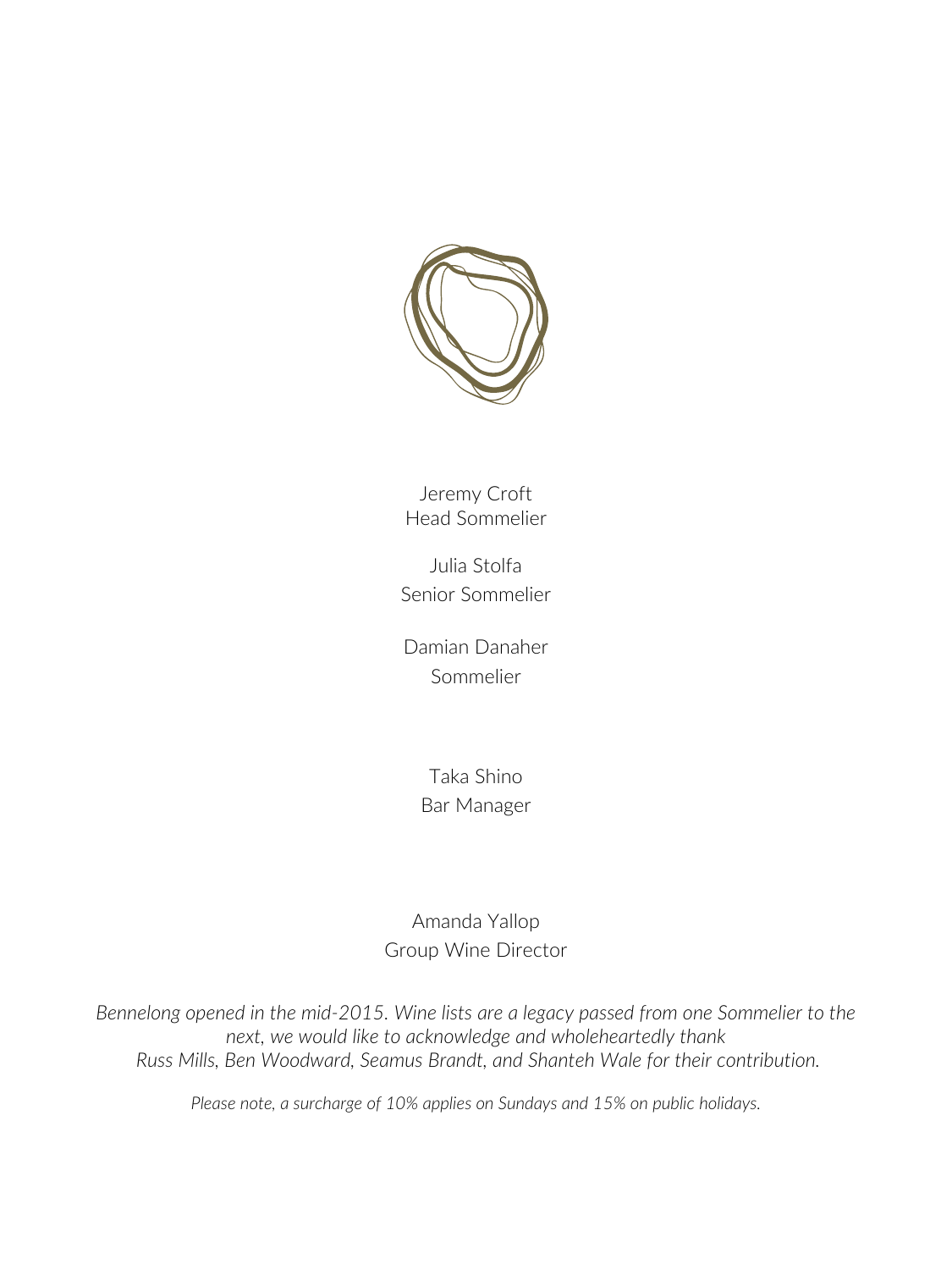Jeremy Croft
Head Sommelier

Julia Stolfa
Senior Sommelier

Damian Danaher
Sommelier

Taka Shino
Bar Manager

Amanda Yallop
Group Wine Director

*Bennelong opened in the mid-2015. Wine lists are a legacy passed from one Sommelier to the next, we would like to acknowledge and wholeheartedly thank Russ Mills, Ben Woodward, Seamus Brandt, and Shanteh Wale for their contribution.*

*Please note, a surcharge of 10% applies on Sundays and 15% on public holidays.*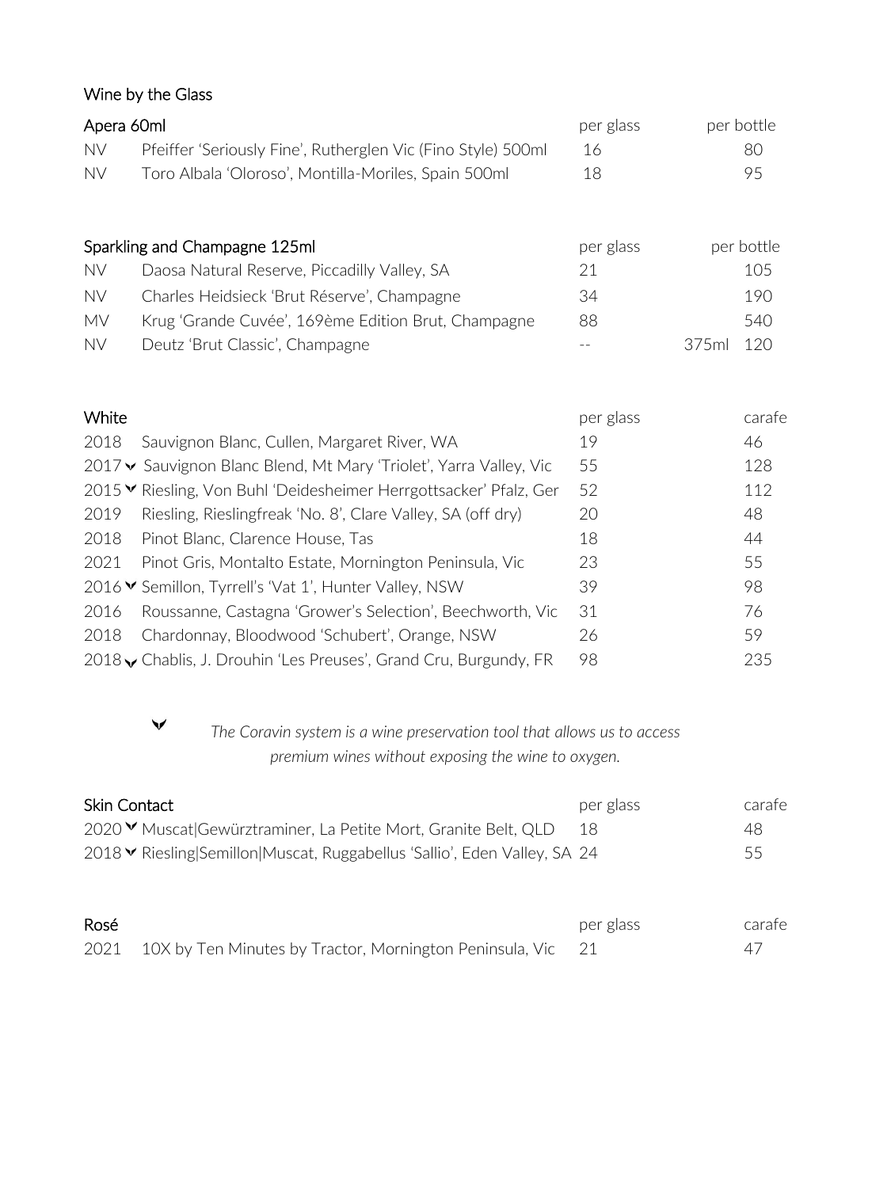## Wine by the Glass

| Apera 60ml | | per glass | per bottle |
|---|---|---|---|
| NV | Pfeiffer 'Seriously Fine', Rutherglen Vic (Fino Style) 500ml | 16 | 80 |
| NV | Toro Albala 'Oloroso', Montilla-Moriles, Spain 500ml | 18 | 95 |

| Sparkling and Champagne 125ml | | per glass | per bottle |
|---|---|---|---|
| NV | Daosa Natural Reserve, Piccadilly Valley, SA | 21 | 105 |
| NV | Charles Heidsieck 'Brut Réserve', Champagne | 34 | 190 |
| MV | Krug 'Grande Cuvée', 169ème Edition Brut, Champagne | 88 | 540 |
| NV | Deutz 'Brut Classic', Champagne | -- | 375ml 120 |

| White | | per glass | carafe |
|---|---|---|---|
| 2018 | Sauvignon Blanc, Cullen, Margaret River, WA | 19 | 46 |
| 2017 ✓ | Sauvignon Blanc Blend, Mt Mary 'Triolet', Yarra Valley, Vic | 55 | 128 |
| 2015 ✓ | Riesling, Von Buhl 'Deidesheimer Herrgottsacker' Pfalz, Ger | 52 | 112 |
| 2019 | Riesling, Rieslingfreak 'No. 8', Clare Valley, SA (off dry) | 20 | 48 |
| 2018 | Pinot Blanc, Clarence House, Tas | 18 | 44 |
| 2021 | Pinot Gris, Montalto Estate, Mornington Peninsula, Vic | 23 | 55 |
| 2016 ✓ | Semillon, Tyrrell's 'Vat 1', Hunter Valley, NSW | 39 | 98 |
| 2016 | Roussanne, Castagna 'Grower's Selection', Beechworth, Vic | 31 | 76 |
| 2018 | Chardonnay, Bloodwood 'Schubert', Orange, NSW | 26 | 59 |
| 2018 ✓ | Chablis, J. Drouhin 'Les Preuses', Grand Cru, Burgundy, FR | 98 | 235 |

✓ *The Coravin system is a wine preservation tool that allows us to access premium wines without exposing the wine to oxygen.*

| Skin Contact | | per glass | carafe |
|---|---|---|---|
| 2020 ✓ | Muscat\|Gewürztraminer, La Petite Mort, Granite Belt, QLD | 18 | 48 |
| 2018 ✓ | Riesling\|Semillon\|Muscat, Ruggabellus 'Sallio', Eden Valley, SA | 24 | 55 |

| Rosé | | per glass | carafe |
|---|---|---|---|
| 2021 | 10X by Ten Minutes by Tractor, Mornington Peninsula, Vic | 21 | 47 |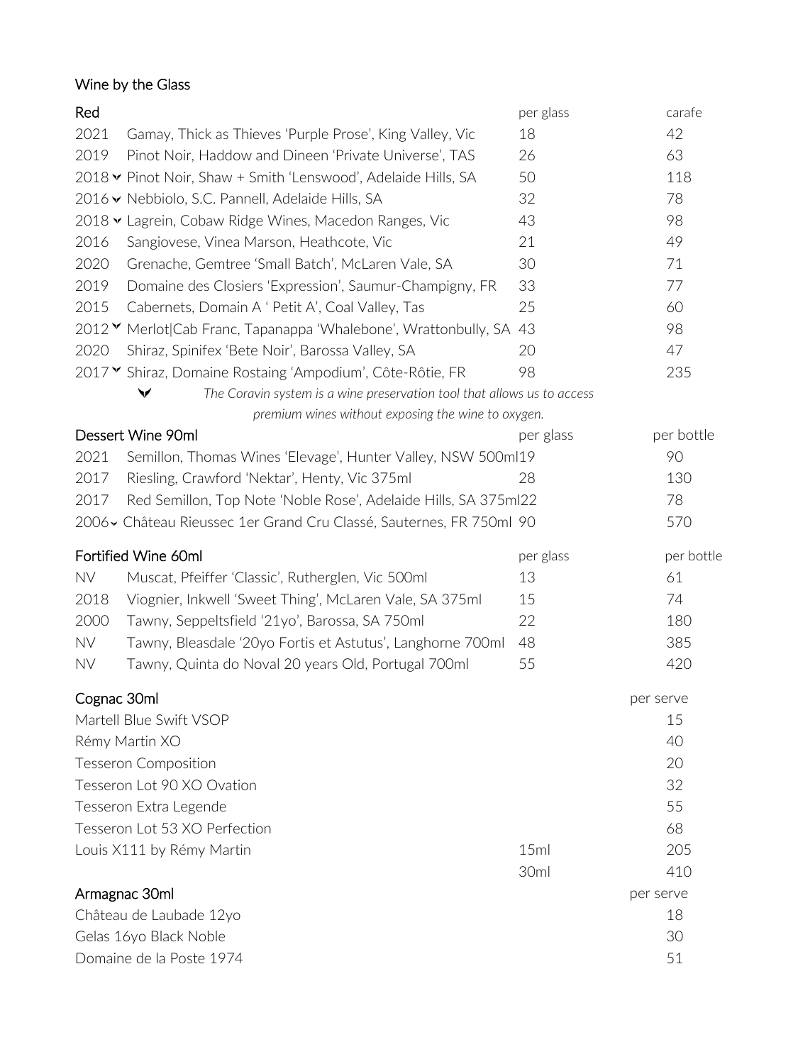## Wine by the Glass

| Red | | per glass | carafe |
|---|---|---|---|
| 2021 | Gamay, Thick as Thieves 'Purple Prose', King Valley, Vic | 18 | 42 |
| 2019 | Pinot Noir, Haddow and Dineen 'Private Universe', TAS | 26 | 63 |
| 2018 ⌄ | Pinot Noir, Shaw + Smith 'Lenswood', Adelaide Hills, SA | 50 | 118 |
| 2016 ⌄ | Nebbiolo, S.C. Pannell, Adelaide Hills, SA | 32 | 78 |
| 2018 ⌄ | Lagrein, Cobaw Ridge Wines, Macedon Ranges, Vic | 43 | 98 |
| 2016 | Sangiovese, Vinea Marson, Heathcote, Vic | 21 | 49 |
| 2020 | Grenache, Gemtree 'Small Batch', McLaren Vale, SA | 30 | 71 |
| 2019 | Domaine des Closiers 'Expression', Saumur-Champigny, FR | 33 | 77 |
| 2015 | Cabernets, Domain A ' Petit A', Coal Valley, Tas | 25 | 60 |
| 2012 ⌄ | Merlot\|Cab Franc, Tapanappa 'Whalebone', Wrattonbully, SA | 43 | 98 |
| 2020 | Shiraz, Spinifex 'Bete Noir', Barossa Valley, SA | 20 | 47 |
| 2017 ⌄ | Shiraz, Domaine Rostaing 'Ampodium', Côte-Rôtie, FR | 98 | 235 |

⌄ *The Coravin system is a wine preservation tool that allows us to access premium wines without exposing the wine to oxygen.*

| Dessert Wine 90ml | | per glass | per bottle |
|---|---|---|---|
| 2021 | Semillon, Thomas Wines 'Elevage', Hunter Valley, NSW 500ml | 19 | 90 |
| 2017 | Riesling, Crawford 'Nektar', Henty, Vic 375ml | 28 | 130 |
| 2017 | Red Semillon, Top Note 'Noble Rose', Adelaide Hills, SA 375ml | 22 | 78 |
| 2006 ⌄ | Château Rieussec 1er Grand Cru Classé, Sauternes, FR 750ml | 90 | 570 |

| Fortified Wine 60ml | | per glass | per bottle |
|---|---|---|---|
| NV | Muscat, Pfeiffer 'Classic', Rutherglen, Vic 500ml | 13 | 61 |
| 2018 | Viognier, Inkwell 'Sweet Thing', McLaren Vale, SA 375ml | 15 | 74 |
| 2000 | Tawny, Seppeltsfield '21yo', Barossa, SA 750ml | 22 | 180 |
| NV | Tawny, Bleasdale '20yo Fortis et Astutus', Langhorne 700ml | 48 | 385 |
| NV | Tawny, Quinta do Noval 20 years Old, Portugal 700ml | 55 | 420 |

| Cognac 30ml | | per serve |
|---|---|---|
| Martell Blue Swift VSOP | | 15 |
| Rémy Martin XO | | 40 |
| Tesseron Composition | | 20 |
| Tesseron Lot 90 XO Ovation | | 32 |
| Tesseron Extra Legende | | 55 |
| Tesseron Lot 53 XO Perfection | | 68 |
| Louis X111 by Rémy Martin | 15ml | 205 |
| | 30ml | 410 |

| Armagnac 30ml | per serve |
|---|---|
| Château de Laubade 12yo | 18 |
| Gelas 16yo Black Noble | 30 |
| Domaine de la Poste 1974 | 51 |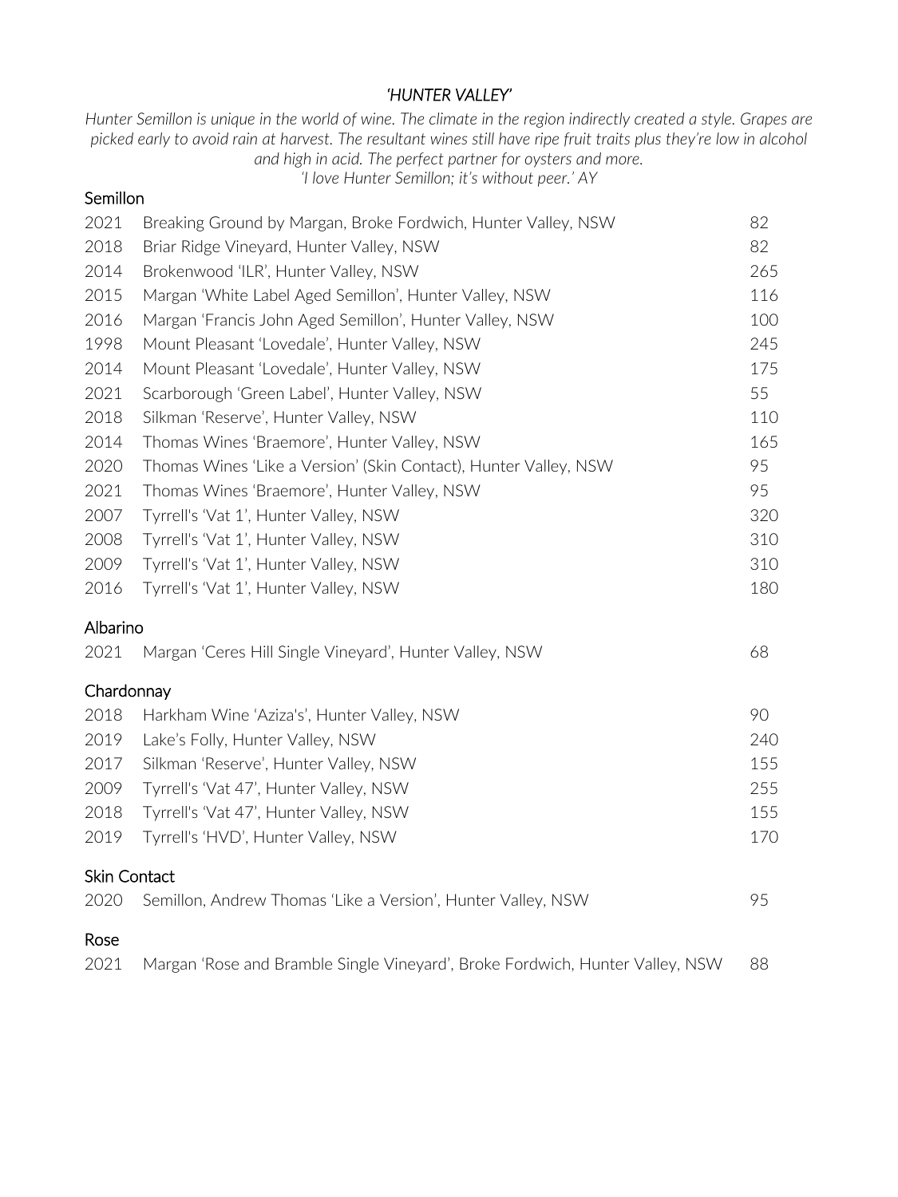## *'HUNTER VALLEY'*

*Hunter Semillon is unique in the world of wine. The climate in the region indirectly created a style. Grapes are picked early to avoid rain at harvest. The resultant wines still have ripe fruit traits plus they're low in alcohol and high in acid. The perfect partner for oysters and more.*
*'I love Hunter Semillon; it's without peer.' AY*

### Semillon

| | | |
|---|---|---|
| 2021 | Breaking Ground by Margan, Broke Fordwich, Hunter Valley, NSW | 82 |
| 2018 | Briar Ridge Vineyard, Hunter Valley, NSW | 82 |
| 2014 | Brokenwood 'ILR', Hunter Valley, NSW | 265 |
| 2015 | Margan 'White Label Aged Semillon', Hunter Valley, NSW | 116 |
| 2016 | Margan 'Francis John Aged Semillon', Hunter Valley, NSW | 100 |
| 1998 | Mount Pleasant 'Lovedale', Hunter Valley, NSW | 245 |
| 2014 | Mount Pleasant 'Lovedale', Hunter Valley, NSW | 175 |
| 2021 | Scarborough 'Green Label', Hunter Valley, NSW | 55 |
| 2018 | Silkman 'Reserve', Hunter Valley, NSW | 110 |
| 2014 | Thomas Wines 'Braemore', Hunter Valley, NSW | 165 |
| 2020 | Thomas Wines 'Like a Version' (Skin Contact), Hunter Valley, NSW | 95 |
| 2021 | Thomas Wines 'Braemore', Hunter Valley, NSW | 95 |
| 2007 | Tyrrell's 'Vat 1', Hunter Valley, NSW | 320 |
| 2008 | Tyrrell's 'Vat 1', Hunter Valley, NSW | 310 |
| 2009 | Tyrrell's 'Vat 1', Hunter Valley, NSW | 310 |
| 2016 | Tyrrell's 'Vat 1', Hunter Valley, NSW | 180 |

### Albarino

| | | |
|---|---|---|
| 2021 | Margan 'Ceres Hill Single Vineyard', Hunter Valley, NSW | 68 |

### Chardonnay

| | | |
|---|---|---|
| 2018 | Harkham Wine 'Aziza's', Hunter Valley, NSW | 90 |
| 2019 | Lake's Folly, Hunter Valley, NSW | 240 |
| 2017 | Silkman 'Reserve', Hunter Valley, NSW | 155 |
| 2009 | Tyrrell's 'Vat 47', Hunter Valley, NSW | 255 |
| 2018 | Tyrrell's 'Vat 47', Hunter Valley, NSW | 155 |
| 2019 | Tyrrell's 'HVD', Hunter Valley, NSW | 170 |

### Skin Contact

| | | |
|---|---|---|
| 2020 | Semillon, Andrew Thomas 'Like a Version', Hunter Valley, NSW | 95 |

### Rose

| | | |
|---|---|---|
| 2021 | Margan 'Rose and Bramble Single Vineyard', Broke Fordwich, Hunter Valley, NSW | 88 |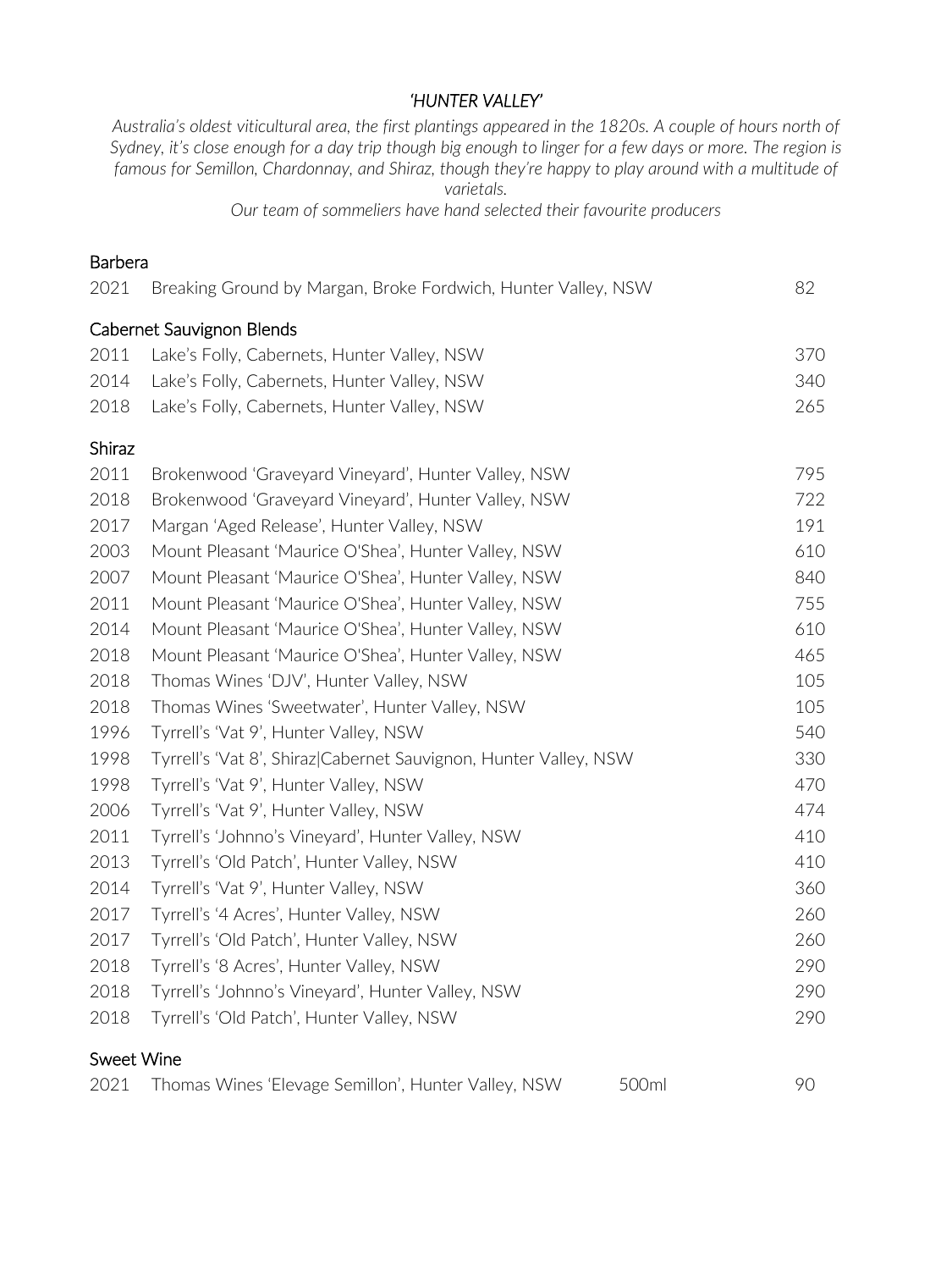## *'HUNTER VALLEY'*

*Australia's oldest viticultural area, the first plantings appeared in the 1820s. A couple of hours north of Sydney, it's close enough for a day trip though big enough to linger for a few days or more. The region is famous for Semillon, Chardonnay, and Shiraz, though they're happy to play around with a multitude of varietals.*

*Our team of sommeliers have hand selected their favourite producers*

### Barbera

| | | |
|---|---|---|
| 2021 | Breaking Ground by Margan, Broke Fordwich, Hunter Valley, NSW | 82 |

### Cabernet Sauvignon Blends

| | | |
|---|---|---|
| 2011 | Lake's Folly, Cabernets, Hunter Valley, NSW | 370 |
| 2014 | Lake's Folly, Cabernets, Hunter Valley, NSW | 340 |
| 2018 | Lake's Folly, Cabernets, Hunter Valley, NSW | 265 |

### Shiraz

| | | |
|---|---|---|
| 2011 | Brokenwood 'Graveyard Vineyard', Hunter Valley, NSW | 795 |
| 2018 | Brokenwood 'Graveyard Vineyard', Hunter Valley, NSW | 722 |
| 2017 | Margan 'Aged Release', Hunter Valley, NSW | 191 |
| 2003 | Mount Pleasant 'Maurice O'Shea', Hunter Valley, NSW | 610 |
| 2007 | Mount Pleasant 'Maurice O'Shea', Hunter Valley, NSW | 840 |
| 2011 | Mount Pleasant 'Maurice O'Shea', Hunter Valley, NSW | 755 |
| 2014 | Mount Pleasant 'Maurice O'Shea', Hunter Valley, NSW | 610 |
| 2018 | Mount Pleasant 'Maurice O'Shea', Hunter Valley, NSW | 465 |
| 2018 | Thomas Wines 'DJV', Hunter Valley, NSW | 105 |
| 2018 | Thomas Wines 'Sweetwater', Hunter Valley, NSW | 105 |
| 1996 | Tyrrell's 'Vat 9', Hunter Valley, NSW | 540 |
| 1998 | Tyrrell's 'Vat 8', Shiraz/Cabernet Sauvignon, Hunter Valley, NSW | 330 |
| 1998 | Tyrrell's 'Vat 9', Hunter Valley, NSW | 470 |
| 2006 | Tyrrell's 'Vat 9', Hunter Valley, NSW | 474 |
| 2011 | Tyrrell's 'Johnno's Vineyard', Hunter Valley, NSW | 410 |
| 2013 | Tyrrell's 'Old Patch', Hunter Valley, NSW | 410 |
| 2014 | Tyrrell's 'Vat 9', Hunter Valley, NSW | 360 |
| 2017 | Tyrrell's '4 Acres', Hunter Valley, NSW | 260 |
| 2017 | Tyrrell's 'Old Patch', Hunter Valley, NSW | 260 |
| 2018 | Tyrrell's '8 Acres', Hunter Valley, NSW | 290 |
| 2018 | Tyrrell's 'Johnno's Vineyard', Hunter Valley, NSW | 290 |
| 2018 | Tyrrell's 'Old Patch', Hunter Valley, NSW | 290 |

### Sweet Wine

| | | | |
|---|---|---|---|
| 2021 | Thomas Wines 'Elevage Semillon', Hunter Valley, NSW | 500ml | 90 |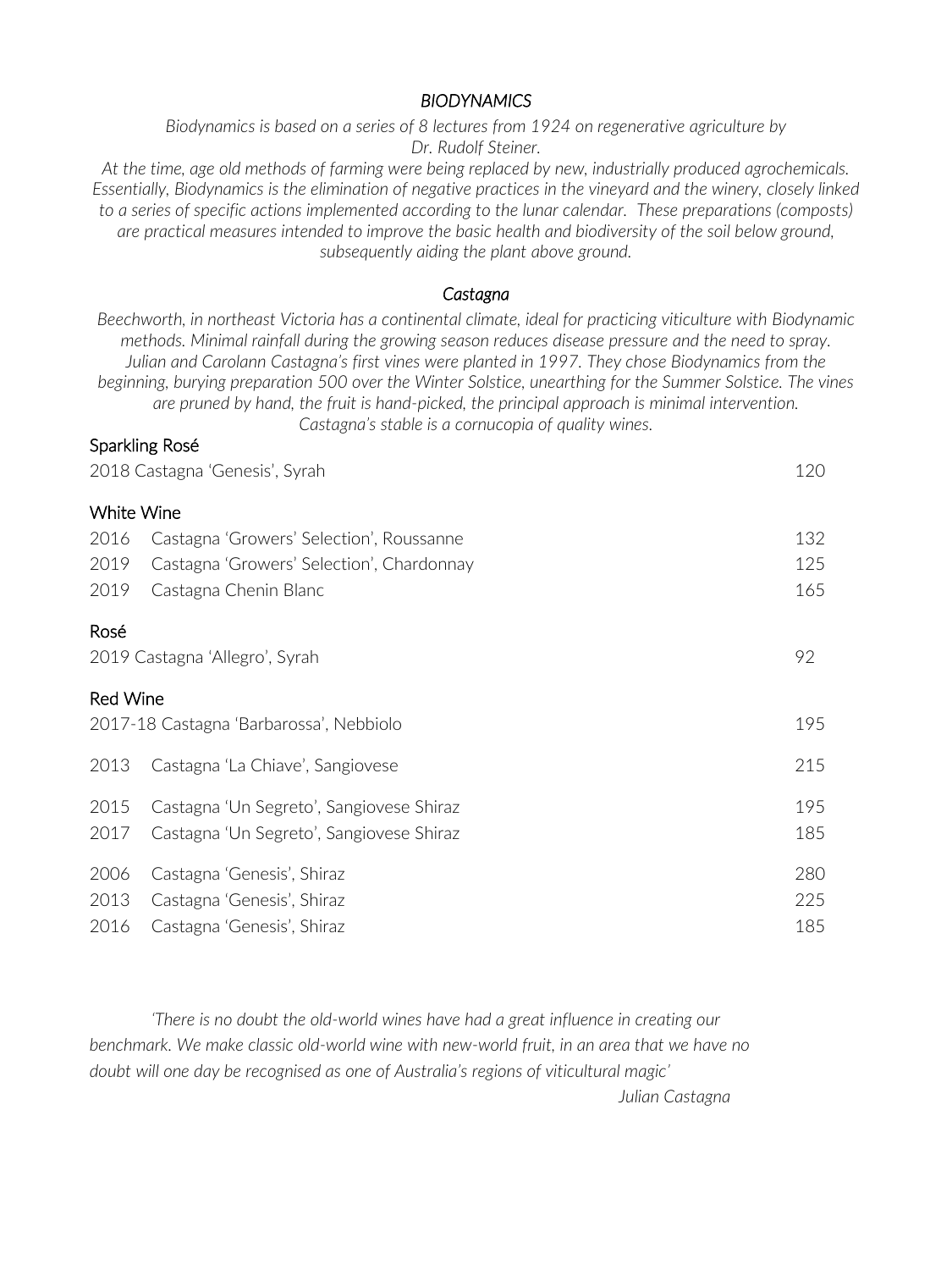## *BIODYNAMICS*

*Biodynamics is based on a series of 8 lectures from 1924 on regenerative agriculture by Dr. Rudolf Steiner.*
*At the time, age old methods of farming were being replaced by new, industrially produced agrochemicals. Essentially, Biodynamics is the elimination of negative practices in the vineyard and the winery, closely linked to a series of specific actions implemented according to the lunar calendar. These preparations (composts) are practical measures intended to improve the basic health and biodiversity of the soil below ground, subsequently aiding the plant above ground.*

## *Castagna*

*Beechworth, in northeast Victoria has a continental climate, ideal for practicing viticulture with Biodynamic methods. Minimal rainfall during the growing season reduces disease pressure and the need to spray. Julian and Carolann Castagna's first vines were planted in 1997. They chose Biodynamics from the beginning, burying preparation 500 over the Winter Solstice, unearthing for the Summer Solstice. The vines are pruned by hand, the fruit is hand-picked, the principal approach is minimal intervention. Castagna's stable is a cornucopia of quality wines.*

### Sparkling Rosé

| Wine | Price |
|---|---|
| 2018 Castagna 'Genesis', Syrah | 120 |

### White Wine

| Vintage | Wine | Price |
|---|---|---|
| 2016 | Castagna 'Growers' Selection', Roussanne | 132 |
| 2019 | Castagna 'Growers' Selection', Chardonnay | 125 |
| 2019 | Castagna Chenin Blanc | 165 |

### Rosé

| Wine | Price |
|---|---|
| 2019 Castagna 'Allegro', Syrah | 92 |

### Red Wine

| Vintage | Wine | Price |
|---|---|---|
| 2017-18 | Castagna 'Barbarossa', Nebbiolo | 195 |
| 2013 | Castagna 'La Chiave', Sangiovese | 215 |
| 2015 | Castagna 'Un Segreto', Sangiovese Shiraz | 195 |
| 2017 | Castagna 'Un Segreto', Sangiovese Shiraz | 185 |
| 2006 | Castagna 'Genesis', Shiraz | 280 |
| 2013 | Castagna 'Genesis', Shiraz | 225 |
| 2016 | Castagna 'Genesis', Shiraz | 185 |

*'There is no doubt the old-world wines have had a great influence in creating our benchmark. We make classic old-world wine with new-world fruit, in an area that we have no doubt will one day be recognised as one of Australia's regions of viticultural magic'*

*Julian Castagna*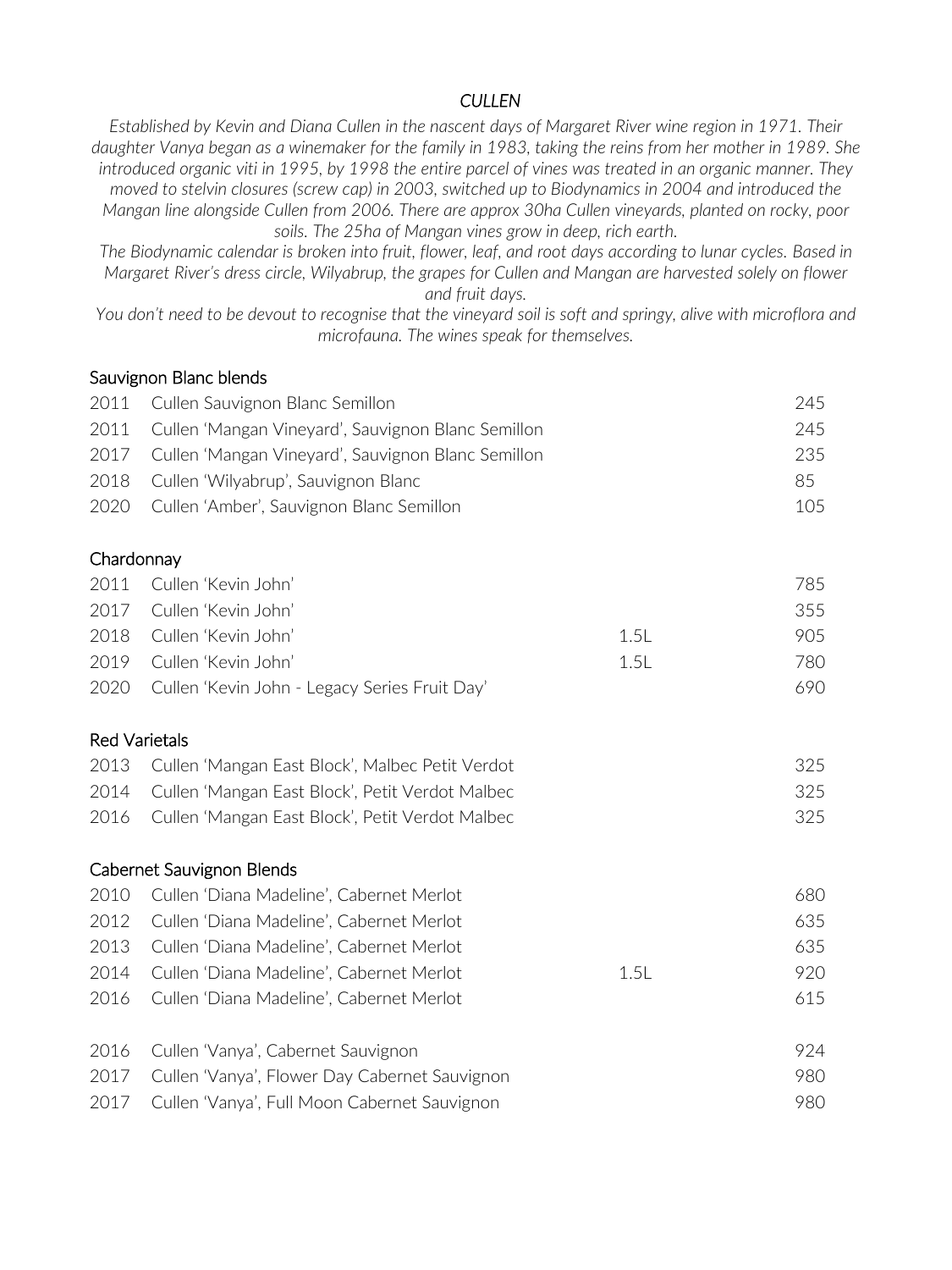## *CULLEN*

*Established by Kevin and Diana Cullen in the nascent days of Margaret River wine region in 1971. Their daughter Vanya began as a winemaker for the family in 1983, taking the reins from her mother in 1989. She introduced organic viti in 1995, by 1998 the entire parcel of vines was treated in an organic manner. They moved to stelvin closures (screw cap) in 2003, switched up to Biodynamics in 2004 and introduced the Mangan line alongside Cullen from 2006. There are approx 30ha Cullen vineyards, planted on rocky, poor soils. The 25ha of Mangan vines grow in deep, rich earth.*

*The Biodynamic calendar is broken into fruit, flower, leaf, and root days according to lunar cycles. Based in Margaret River's dress circle, Wilyabrup, the grapes for Cullen and Mangan are harvested solely on flower and fruit days.*

*You don't need to be devout to recognise that the vineyard soil is soft and springy, alive with microflora and microfauna. The wines speak for themselves.*

### Sauvignon Blanc blends

| | | | |
|---|---|---|---|
| 2011 | Cullen Sauvignon Blanc Semillon | | 245 |
| 2011 | Cullen 'Mangan Vineyard', Sauvignon Blanc Semillon | | 245 |
| 2017 | Cullen 'Mangan Vineyard', Sauvignon Blanc Semillon | | 235 |
| 2018 | Cullen 'Wilyabrup', Sauvignon Blanc | | 85 |
| 2020 | Cullen 'Amber', Sauvignon Blanc Semillon | | 105 |

### Chardonnay

| | | | |
|---|---|---|---|
| 2011 | Cullen 'Kevin John' | | 785 |
| 2017 | Cullen 'Kevin John' | | 355 |
| 2018 | Cullen 'Kevin John' | 1.5L | 905 |
| 2019 | Cullen 'Kevin John' | 1.5L | 780 |
| 2020 | Cullen 'Kevin John - Legacy Series Fruit Day' | | 690 |

### Red Varietals

| | | | |
|---|---|---|---|
| 2013 | Cullen 'Mangan East Block', Malbec Petit Verdot | | 325 |
| 2014 | Cullen 'Mangan East Block', Petit Verdot Malbec | | 325 |
| 2016 | Cullen 'Mangan East Block', Petit Verdot Malbec | | 325 |

### Cabernet Sauvignon Blends

| | | | |
|---|---|---|---|
| 2010 | Cullen 'Diana Madeline', Cabernet Merlot | | 680 |
| 2012 | Cullen 'Diana Madeline', Cabernet Merlot | | 635 |
| 2013 | Cullen 'Diana Madeline', Cabernet Merlot | | 635 |
| 2014 | Cullen 'Diana Madeline', Cabernet Merlot | 1.5L | 920 |
| 2016 | Cullen 'Diana Madeline', Cabernet Merlot | | 615 |
| | | | |
| 2016 | Cullen 'Vanya', Cabernet Sauvignon | | 924 |
| 2017 | Cullen 'Vanya', Flower Day Cabernet Sauvignon | | 980 |
| 2017 | Cullen 'Vanya', Full Moon Cabernet Sauvignon | | 980 |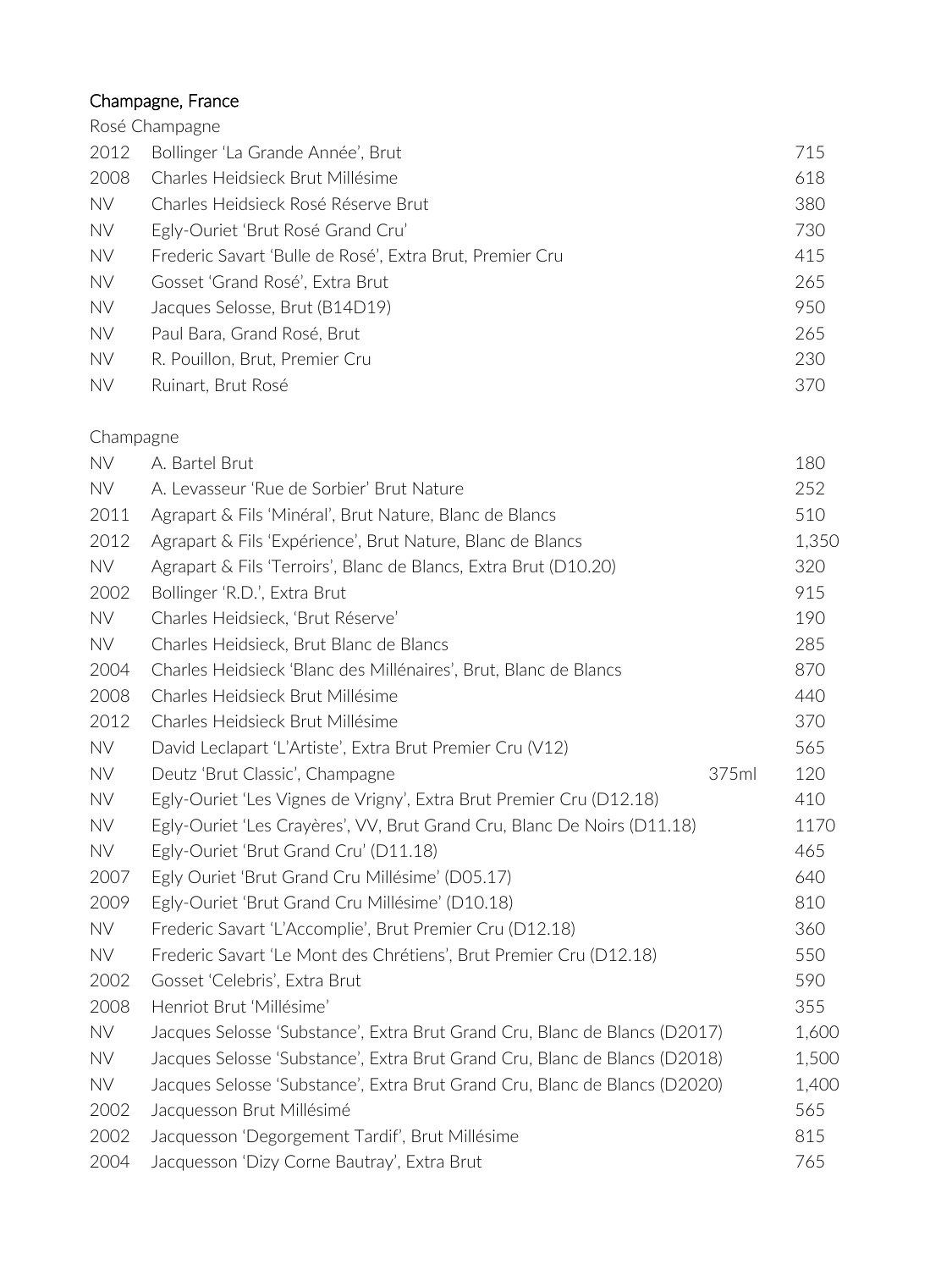## Champagne, France

### Rosé Champagne

| Vintage | Wine | Size | Price |
|---|---|---|---|
| 2012 | Bollinger 'La Grande Année', Brut | | 715 |
| 2008 | Charles Heidsieck Brut Millésime | | 618 |
| NV | Charles Heidsieck Rosé Réserve Brut | | 380 |
| NV | Egly-Ouriet 'Brut Rosé Grand Cru' | | 730 |
| NV | Frederic Savart 'Bulle de Rosé', Extra Brut, Premier Cru | | 415 |
| NV | Gosset 'Grand Rosé', Extra Brut | | 265 |
| NV | Jacques Selosse, Brut (B14D19) | | 950 |
| NV | Paul Bara, Grand Rosé, Brut | | 265 |
| NV | R. Pouillon, Brut, Premier Cru | | 230 |
| NV | Ruinart, Brut Rosé | | 370 |

### Champagne

| Vintage | Wine | Size | Price |
|---|---|---|---|
| NV | A. Bartel Brut | | 180 |
| NV | A. Levasseur 'Rue de Sorbier' Brut Nature | | 252 |
| 2011 | Agrapart & Fils 'Minéral', Brut Nature, Blanc de Blancs | | 510 |
| 2012 | Agrapart & Fils 'Expérience', Brut Nature, Blanc de Blancs | | 1,350 |
| NV | Agrapart & Fils 'Terroirs', Blanc de Blancs, Extra Brut (D10.20) | | 320 |
| 2002 | Bollinger 'R.D.', Extra Brut | | 915 |
| NV | Charles Heidsieck, 'Brut Réserve' | | 190 |
| NV | Charles Heidsieck, Brut Blanc de Blancs | | 285 |
| 2004 | Charles Heidsieck 'Blanc des Millénaires', Brut, Blanc de Blancs | | 870 |
| 2008 | Charles Heidsieck Brut Millésime | | 440 |
| 2012 | Charles Heidsieck Brut Millésime | | 370 |
| NV | David Leclapart 'L'Artiste', Extra Brut Premier Cru (V12) | | 565 |
| NV | Deutz 'Brut Classic', Champagne | 375ml | 120 |
| NV | Egly-Ouriet 'Les Vignes de Vrigny', Extra Brut Premier Cru (D12.18) | | 410 |
| NV | Egly-Ouriet 'Les Crayères', VV, Brut Grand Cru, Blanc De Noirs (D11.18) | | 1170 |
| NV | Egly-Ouriet 'Brut Grand Cru' (D11.18) | | 465 |
| 2007 | Egly Ouriet 'Brut Grand Cru Millésime' (D05.17) | | 640 |
| 2009 | Egly-Ouriet 'Brut Grand Cru Millésime' (D10.18) | | 810 |
| NV | Frederic Savart 'L'Accomplie', Brut Premier Cru (D12.18) | | 360 |
| NV | Frederic Savart 'Le Mont des Chrétiens', Brut Premier Cru (D12.18) | | 550 |
| 2002 | Gosset 'Celebris', Extra Brut | | 590 |
| 2008 | Henriot Brut 'Millésime' | | 355 |
| NV | Jacques Selosse 'Substance', Extra Brut Grand Cru, Blanc de Blancs (D2017) | | 1,600 |
| NV | Jacques Selosse 'Substance', Extra Brut Grand Cru, Blanc de Blancs (D2018) | | 1,500 |
| NV | Jacques Selosse 'Substance', Extra Brut Grand Cru, Blanc de Blancs (D2020) | | 1,400 |
| 2002 | Jacquesson Brut Millésimé | | 565 |
| 2002 | Jacquesson 'Degorgement Tardif', Brut Millésime | | 815 |
| 2004 | Jacquesson 'Dizy Corne Bautray', Extra Brut | | 765 |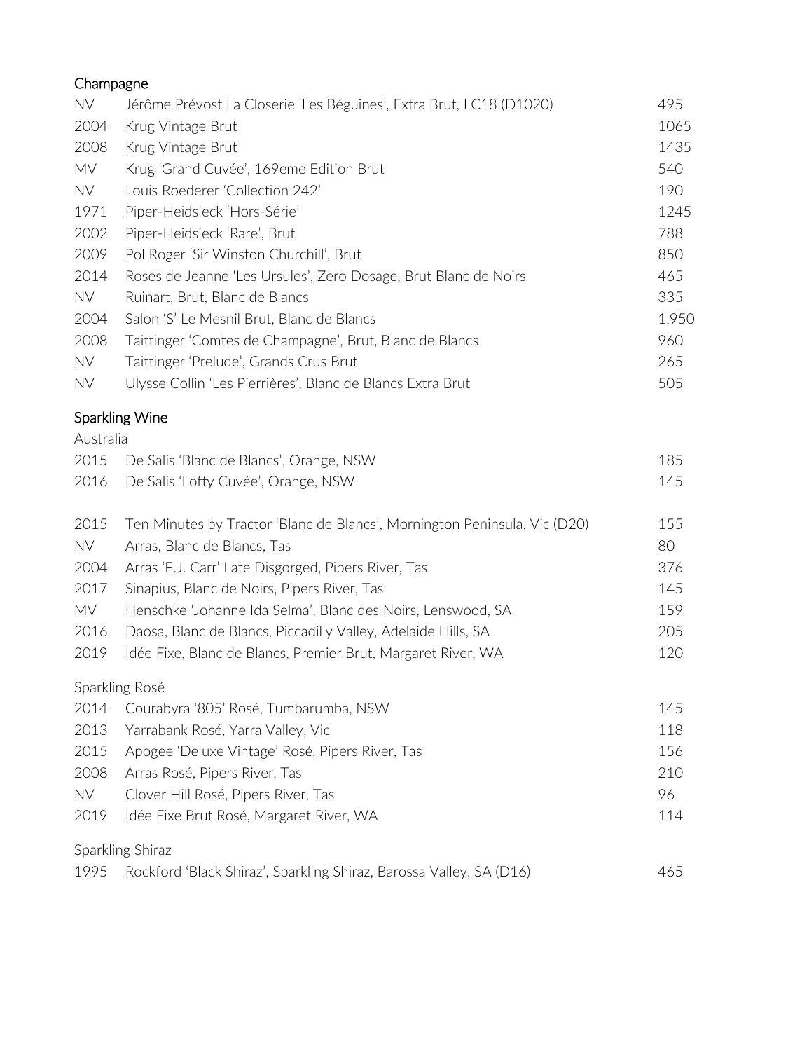## Champagne

| | | |
|---|---|---|
| NV | Jérôme Prévost La Closerie 'Les Béguines', Extra Brut, LC18 (D1020) | 495 |
| 2004 | Krug Vintage Brut | 1065 |
| 2008 | Krug Vintage Brut | 1435 |
| MV | Krug 'Grand Cuvée', 169eme Edition Brut | 540 |
| NV | Louis Roederer 'Collection 242' | 190 |
| 1971 | Piper-Heidsieck 'Hors-Série' | 1245 |
| 2002 | Piper-Heidsieck 'Rare', Brut | 788 |
| 2009 | Pol Roger 'Sir Winston Churchill', Brut | 850 |
| 2014 | Roses de Jeanne 'Les Ursules', Zero Dosage, Brut Blanc de Noirs | 465 |
| NV | Ruinart, Brut, Blanc de Blancs | 335 |
| 2004 | Salon 'S' Le Mesnil Brut, Blanc de Blancs | 1,950 |
| 2008 | Taittinger 'Comtes de Champagne', Brut, Blanc de Blancs | 960 |
| NV | Taittinger 'Prelude', Grands Crus Brut | 265 |
| NV | Ulysse Collin 'Les Pierrières', Blanc de Blancs Extra Brut | 505 |

## Sparkling Wine

### Australia

| | | |
|---|---|---|
| 2015 | De Salis 'Blanc de Blancs', Orange, NSW | 185 |
| 2016 | De Salis 'Lofty Cuvée', Orange, NSW | 145 |
| | | |
| 2015 | Ten Minutes by Tractor 'Blanc de Blancs', Mornington Peninsula, Vic (D20) | 155 |
| NV | Arras, Blanc de Blancs, Tas | 80 |
| 2004 | Arras 'E.J. Carr' Late Disgorged, Pipers River, Tas | 376 |
| 2017 | Sinapius, Blanc de Noirs, Pipers River, Tas | 145 |
| MV | Henschke 'Johanne Ida Selma', Blanc des Noirs, Lenswood, SA | 159 |
| 2016 | Daosa, Blanc de Blancs, Piccadilly Valley, Adelaide Hills, SA | 205 |
| 2019 | Idée Fixe, Blanc de Blancs, Premier Brut, Margaret River, WA | 120 |

### Sparkling Rosé

| | | |
|---|---|---|
| 2014 | Courabyra '805' Rosé, Tumbarumba, NSW | 145 |
| 2013 | Yarrabank Rosé, Yarra Valley, Vic | 118 |
| 2015 | Apogee 'Deluxe Vintage' Rosé, Pipers River, Tas | 156 |
| 2008 | Arras Rosé, Pipers River, Tas | 210 |
| NV | Clover Hill Rosé, Pipers River, Tas | 96 |
| 2019 | Idée Fixe Brut Rosé, Margaret River, WA | 114 |

### Sparkling Shiraz

| | | |
|---|---|---|
| 1995 | Rockford 'Black Shiraz', Sparkling Shiraz, Barossa Valley, SA (D16) | 465 |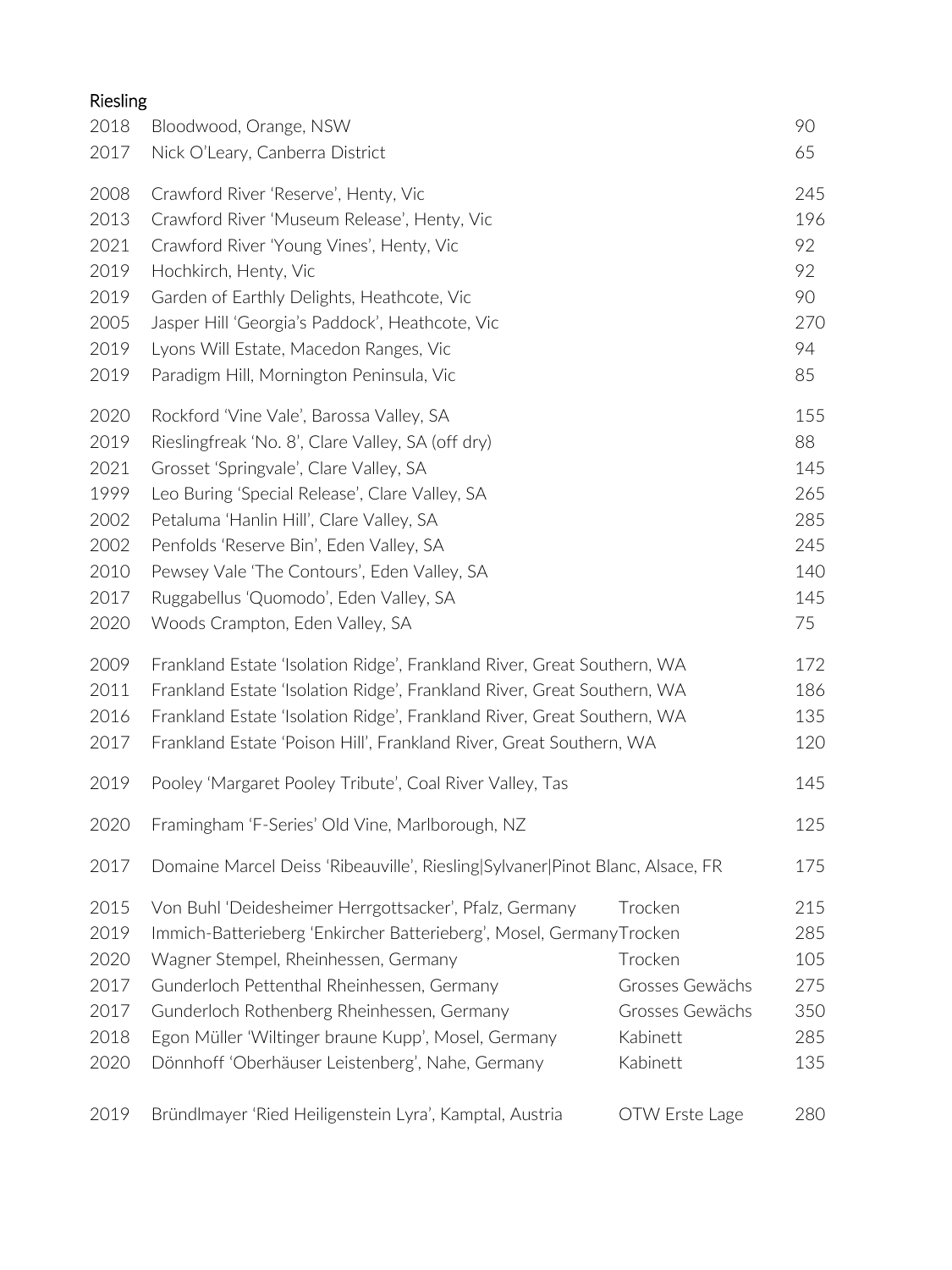## Riesling

| Vintage | Wine | Style | Price |
|---|---|---|---|
| 2018 | Bloodwood, Orange, NSW | | 90 |
| 2017 | Nick O'Leary, Canberra District | | 65 |
| 2008 | Crawford River 'Reserve', Henty, Vic | | 245 |
| 2013 | Crawford River 'Museum Release', Henty, Vic | | 196 |
| 2021 | Crawford River 'Young Vines', Henty, Vic | | 92 |
| 2019 | Hochkirch, Henty, Vic | | 92 |
| 2019 | Garden of Earthly Delights, Heathcote, Vic | | 90 |
| 2005 | Jasper Hill 'Georgia's Paddock', Heathcote, Vic | | 270 |
| 2019 | Lyons Will Estate, Macedon Ranges, Vic | | 94 |
| 2019 | Paradigm Hill, Mornington Peninsula, Vic | | 85 |
| 2020 | Rockford 'Vine Vale', Barossa Valley, SA | | 155 |
| 2019 | Rieslingfreak 'No. 8', Clare Valley, SA (off dry) | | 88 |
| 2021 | Grosset 'Springvale', Clare Valley, SA | | 145 |
| 1999 | Leo Buring 'Special Release', Clare Valley, SA | | 265 |
| 2002 | Petaluma 'Hanlin Hill', Clare Valley, SA | | 285 |
| 2002 | Penfolds 'Reserve Bin', Eden Valley, SA | | 245 |
| 2010 | Pewsey Vale 'The Contours', Eden Valley, SA | | 140 |
| 2017 | Ruggabellus 'Quomodo', Eden Valley, SA | | 145 |
| 2020 | Woods Crampton, Eden Valley, SA | | 75 |
| 2009 | Frankland Estate 'Isolation Ridge', Frankland River, Great Southern, WA | | 172 |
| 2011 | Frankland Estate 'Isolation Ridge', Frankland River, Great Southern, WA | | 186 |
| 2016 | Frankland Estate 'Isolation Ridge', Frankland River, Great Southern, WA | | 135 |
| 2017 | Frankland Estate 'Poison Hill', Frankland River, Great Southern, WA | | 120 |
| 2019 | Pooley 'Margaret Pooley Tribute', Coal River Valley, Tas | | 145 |
| 2020 | Framingham 'F-Series' Old Vine, Marlborough, NZ | | 125 |
| 2017 | Domaine Marcel Deiss 'Ribeauville', Riesling\|Sylvaner\|Pinot Blanc, Alsace, FR | | 175 |
| 2015 | Von Buhl 'Deidesheimer Herrgottsacker', Pfalz, Germany | Trocken | 215 |
| 2019 | Immich-Batterieberg 'Enkircher Batterieberg', Mosel, Germany | Trocken | 285 |
| 2020 | Wagner Stempel, Rheinhessen, Germany | Trocken | 105 |
| 2017 | Gunderloch Pettenthal Rheinhessen, Germany | Grosses Gewächs | 275 |
| 2017 | Gunderloch Rothenberg Rheinhessen, Germany | Grosses Gewächs | 350 |
| 2018 | Egon Müller 'Wiltinger braune Kupp', Mosel, Germany | Kabinett | 285 |
| 2020 | Dönnhoff 'Oberhäuser Leistenberg', Nahe, Germany | Kabinett | 135 |
| 2019 | Bründlmayer 'Ried Heiligenstein Lyra', Kamptal, Austria | OTW Erste Lage | 280 |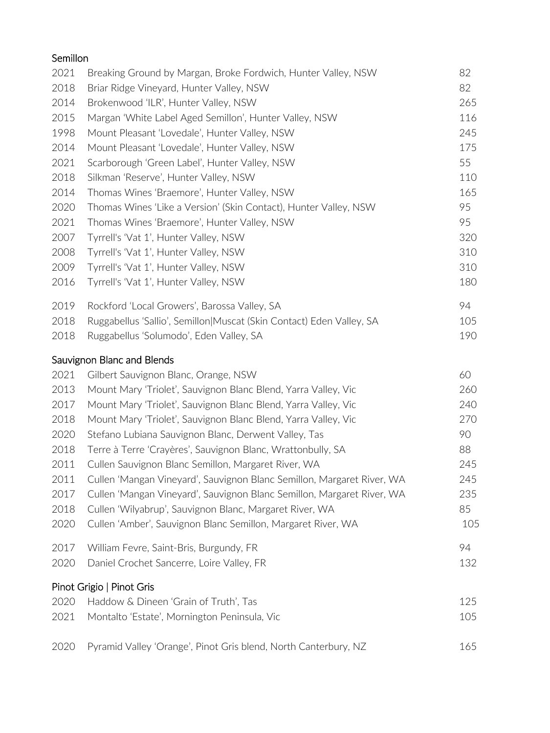## Semillon

| Year | Wine | Price |
|---|---|---|
| 2021 | Breaking Ground by Margan, Broke Fordwich, Hunter Valley, NSW | 82 |
| 2018 | Briar Ridge Vineyard, Hunter Valley, NSW | 82 |
| 2014 | Brokenwood 'ILR', Hunter Valley, NSW | 265 |
| 2015 | Margan 'White Label Aged Semillon', Hunter Valley, NSW | 116 |
| 1998 | Mount Pleasant 'Lovedale', Hunter Valley, NSW | 245 |
| 2014 | Mount Pleasant 'Lovedale', Hunter Valley, NSW | 175 |
| 2021 | Scarborough 'Green Label', Hunter Valley, NSW | 55 |
| 2018 | Silkman 'Reserve', Hunter Valley, NSW | 110 |
| 2014 | Thomas Wines 'Braemore', Hunter Valley, NSW | 165 |
| 2020 | Thomas Wines 'Like a Version' (Skin Contact), Hunter Valley, NSW | 95 |
| 2021 | Thomas Wines 'Braemore', Hunter Valley, NSW | 95 |
| 2007 | Tyrrell's 'Vat 1', Hunter Valley, NSW | 320 |
| 2008 | Tyrrell's 'Vat 1', Hunter Valley, NSW | 310 |
| 2009 | Tyrrell's 'Vat 1', Hunter Valley, NSW | 310 |
| 2016 | Tyrrell's 'Vat 1', Hunter Valley, NSW | 180 |
| 2019 | Rockford 'Local Growers', Barossa Valley, SA | 94 |
| 2018 | Ruggabellus 'Sallio', Semillon/Muscat (Skin Contact) Eden Valley, SA | 105 |
| 2018 | Ruggabellus 'Solumodo', Eden Valley, SA | 190 |

## Sauvignon Blanc and Blends

| Year | Wine | Price |
|---|---|---|
| 2021 | Gilbert Sauvignon Blanc, Orange, NSW | 60 |
| 2013 | Mount Mary 'Triolet', Sauvignon Blanc Blend, Yarra Valley, Vic | 260 |
| 2017 | Mount Mary 'Triolet', Sauvignon Blanc Blend, Yarra Valley, Vic | 240 |
| 2018 | Mount Mary 'Triolet', Sauvignon Blanc Blend, Yarra Valley, Vic | 270 |
| 2020 | Stefano Lubiana Sauvignon Blanc, Derwent Valley, Tas | 90 |
| 2018 | Terre à Terre 'Crayères', Sauvignon Blanc, Wrattonbully, SA | 88 |
| 2011 | Cullen Sauvignon Blanc Semillon, Margaret River, WA | 245 |
| 2011 | Cullen 'Mangan Vineyard', Sauvignon Blanc Semillon, Margaret River, WA | 245 |
| 2017 | Cullen 'Mangan Vineyard', Sauvignon Blanc Semillon, Margaret River, WA | 235 |
| 2018 | Cullen 'Wilyabrup', Sauvignon Blanc, Margaret River, WA | 85 |
| 2020 | Cullen 'Amber', Sauvignon Blanc Semillon, Margaret River, WA | 105 |
| 2017 | William Fevre, Saint-Bris, Burgundy, FR | 94 |
| 2020 | Daniel Crochet Sancerre, Loire Valley, FR | 132 |

## Pinot Grigio | Pinot Gris

| Year | Wine | Price |
|---|---|---|
| 2020 | Haddow & Dineen 'Grain of Truth', Tas | 125 |
| 2021 | Montalto 'Estate', Mornington Peninsula, Vic | 105 |
| 2020 | Pyramid Valley 'Orange', Pinot Gris blend, North Canterbury, NZ | 165 |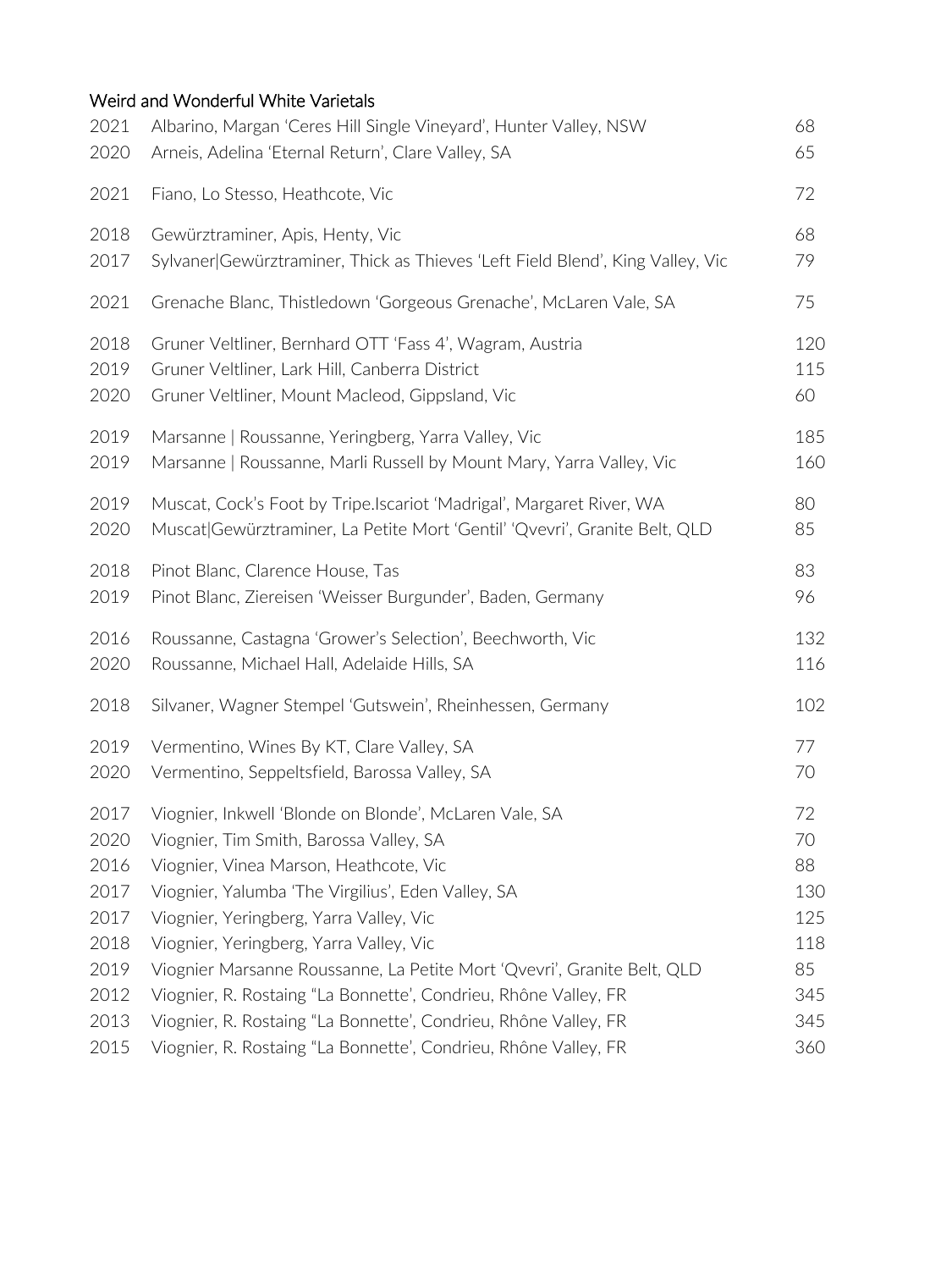## Weird and Wonderful White Varietals

| | | |
|---|---|---|
| 2021 | Albarino, Margan 'Ceres Hill Single Vineyard', Hunter Valley, NSW | 68 |
| 2020 | Arneis, Adelina 'Eternal Return', Clare Valley, SA | 65 |
| 2021 | Fiano, Lo Stesso, Heathcote, Vic | 72 |
| 2018 | Gewürztraminer, Apis, Henty, Vic | 68 |
| 2017 | Sylvaner\|Gewürztraminer, Thick as Thieves 'Left Field Blend', King Valley, Vic | 79 |
| 2021 | Grenache Blanc, Thistledown 'Gorgeous Grenache', McLaren Vale, SA | 75 |
| 2018 | Gruner Veltliner, Bernhard OTT 'Fass 4', Wagram, Austria | 120 |
| 2019 | Gruner Veltliner, Lark Hill, Canberra District | 115 |
| 2020 | Gruner Veltliner, Mount Macleod, Gippsland, Vic | 60 |
| 2019 | Marsanne \| Roussanne, Yeringberg, Yarra Valley, Vic | 185 |
| 2019 | Marsanne \| Roussanne, Marli Russell by Mount Mary, Yarra Valley, Vic | 160 |
| 2019 | Muscat, Cock's Foot by Tripe.Iscariot 'Madrigal', Margaret River, WA | 80 |
| 2020 | Muscat\|Gewürztraminer, La Petite Mort 'Gentil' 'Qvevri', Granite Belt, QLD | 85 |
| 2018 | Pinot Blanc, Clarence House, Tas | 83 |
| 2019 | Pinot Blanc, Ziereisen 'Weisser Burgunder', Baden, Germany | 96 |
| 2016 | Roussanne, Castagna 'Grower's Selection', Beechworth, Vic | 132 |
| 2020 | Roussanne, Michael Hall, Adelaide Hills, SA | 116 |
| 2018 | Silvaner, Wagner Stempel 'Gutswein', Rheinhessen, Germany | 102 |
| 2019 | Vermentino, Wines By KT, Clare Valley, SA | 77 |
| 2020 | Vermentino, Seppeltsfield, Barossa Valley, SA | 70 |
| 2017 | Viognier, Inkwell 'Blonde on Blonde', McLaren Vale, SA | 72 |
| 2020 | Viognier, Tim Smith, Barossa Valley, SA | 70 |
| 2016 | Viognier, Vinea Marson, Heathcote, Vic | 88 |
| 2017 | Viognier, Yalumba 'The Virgilius', Eden Valley, SA | 130 |
| 2017 | Viognier, Yeringberg, Yarra Valley, Vic | 125 |
| 2018 | Viognier, Yeringberg, Yarra Valley, Vic | 118 |
| 2019 | Viognier Marsanne Roussanne, La Petite Mort 'Qvevri', Granite Belt, QLD | 85 |
| 2012 | Viognier, R. Rostaing "La Bonnette', Condrieu, Rhône Valley, FR | 345 |
| 2013 | Viognier, R. Rostaing "La Bonnette', Condrieu, Rhône Valley, FR | 345 |
| 2015 | Viognier, R. Rostaing "La Bonnette', Condrieu, Rhône Valley, FR | 360 |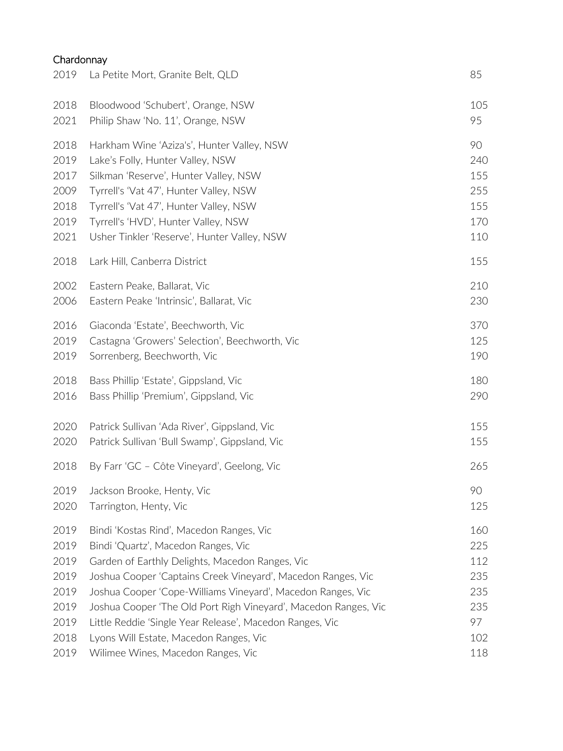## Chardonnay

| | | |
|---|---|---|
| 2019 | La Petite Mort, Granite Belt, QLD | 85 |
| 2018 | Bloodwood 'Schubert', Orange, NSW | 105 |
| 2021 | Philip Shaw 'No. 11', Orange, NSW | 95 |
| 2018 | Harkham Wine 'Aziza's', Hunter Valley, NSW | 90 |
| 2019 | Lake's Folly, Hunter Valley, NSW | 240 |
| 2017 | Silkman 'Reserve', Hunter Valley, NSW | 155 |
| 2009 | Tyrrell's 'Vat 47', Hunter Valley, NSW | 255 |
| 2018 | Tyrrell's 'Vat 47', Hunter Valley, NSW | 155 |
| 2019 | Tyrrell's 'HVD', Hunter Valley, NSW | 170 |
| 2021 | Usher Tinkler 'Reserve', Hunter Valley, NSW | 110 |
| 2018 | Lark Hill, Canberra District | 155 |
| 2002 | Eastern Peake, Ballarat, Vic | 210 |
| 2006 | Eastern Peake 'Intrinsic', Ballarat, Vic | 230 |
| 2016 | Giaconda 'Estate', Beechworth, Vic | 370 |
| 2019 | Castagna 'Growers' Selection', Beechworth, Vic | 125 |
| 2019 | Sorrenberg, Beechworth, Vic | 190 |
| 2018 | Bass Phillip 'Estate', Gippsland, Vic | 180 |
| 2016 | Bass Phillip 'Premium', Gippsland, Vic | 290 |
| 2020 | Patrick Sullivan 'Ada River', Gippsland, Vic | 155 |
| 2020 | Patrick Sullivan 'Bull Swamp', Gippsland, Vic | 155 |
| 2018 | By Farr 'GC – Côte Vineyard', Geelong, Vic | 265 |
| 2019 | Jackson Brooke, Henty, Vic | 90 |
| 2020 | Tarrington, Henty, Vic | 125 |
| 2019 | Bindi 'Kostas Rind', Macedon Ranges, Vic | 160 |
| 2019 | Bindi 'Quartz', Macedon Ranges, Vic | 225 |
| 2019 | Garden of Earthly Delights, Macedon Ranges, Vic | 112 |
| 2019 | Joshua Cooper 'Captains Creek Vineyard', Macedon Ranges, Vic | 235 |
| 2019 | Joshua Cooper 'Cope-Williams Vineyard', Macedon Ranges, Vic | 235 |
| 2019 | Joshua Cooper 'The Old Port Righ Vineyard', Macedon Ranges, Vic | 235 |
| 2019 | Little Reddie 'Single Year Release', Macedon Ranges, Vic | 97 |
| 2018 | Lyons Will Estate, Macedon Ranges, Vic | 102 |
| 2019 | Wilimee Wines, Macedon Ranges, Vic | 118 |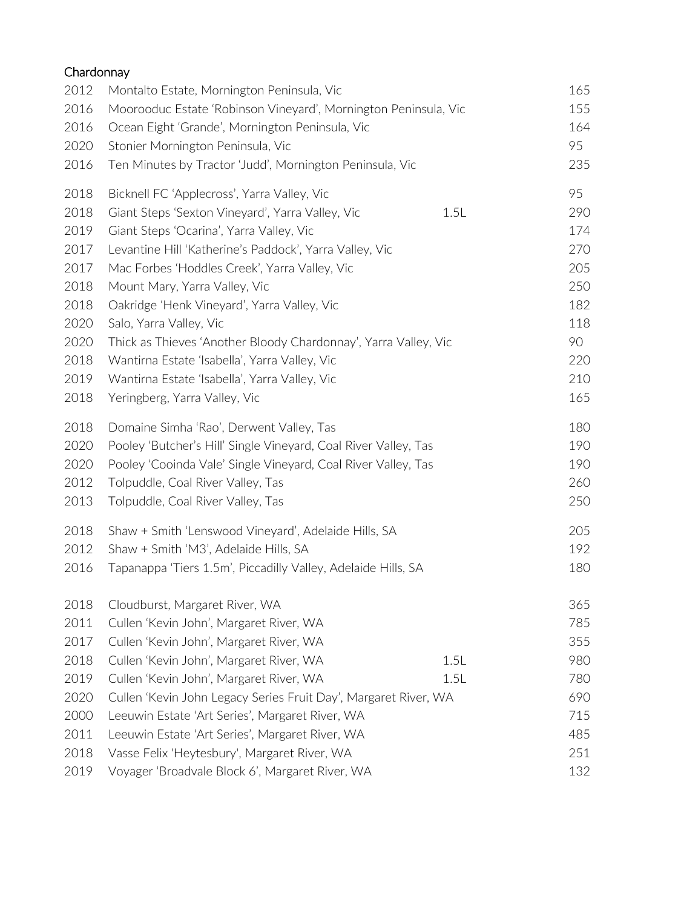## Chardonnay

| | | | |
|---|---|---|---|
| 2012 | Montalto Estate, Mornington Peninsula, Vic | | 165 |
| 2016 | Moorooduc Estate 'Robinson Vineyard', Mornington Peninsula, Vic | | 155 |
| 2016 | Ocean Eight 'Grande', Mornington Peninsula, Vic | | 164 |
| 2020 | Stonier Mornington Peninsula, Vic | | 95 |
| 2016 | Ten Minutes by Tractor 'Judd', Mornington Peninsula, Vic | | 235 |
| 2018 | Bicknell FC 'Applecross', Yarra Valley, Vic | | 95 |
| 2018 | Giant Steps 'Sexton Vineyard', Yarra Valley, Vic | 1.5L | 290 |
| 2019 | Giant Steps 'Ocarina', Yarra Valley, Vic | | 174 |
| 2017 | Levantine Hill 'Katherine's Paddock', Yarra Valley, Vic | | 270 |
| 2017 | Mac Forbes 'Hoddles Creek', Yarra Valley, Vic | | 205 |
| 2018 | Mount Mary, Yarra Valley, Vic | | 250 |
| 2018 | Oakridge 'Henk Vineyard', Yarra Valley, Vic | | 182 |
| 2020 | Salo, Yarra Valley, Vic | | 118 |
| 2020 | Thick as Thieves 'Another Bloody Chardonnay', Yarra Valley, Vic | | 90 |
| 2018 | Wantirna Estate 'Isabella', Yarra Valley, Vic | | 220 |
| 2019 | Wantirna Estate 'Isabella', Yarra Valley, Vic | | 210 |
| 2018 | Yeringberg, Yarra Valley, Vic | | 165 |
| 2018 | Domaine Simha 'Rao', Derwent Valley, Tas | | 180 |
| 2020 | Pooley 'Butcher's Hill' Single Vineyard, Coal River Valley, Tas | | 190 |
| 2020 | Pooley 'Cooinda Vale' Single Vineyard, Coal River Valley, Tas | | 190 |
| 2012 | Tolpuddle, Coal River Valley, Tas | | 260 |
| 2013 | Tolpuddle, Coal River Valley, Tas | | 250 |
| 2018 | Shaw + Smith 'Lenswood Vineyard', Adelaide Hills, SA | | 205 |
| 2012 | Shaw + Smith 'M3', Adelaide Hills, SA | | 192 |
| 2016 | Tapanappa 'Tiers 1.5m', Piccadilly Valley, Adelaide Hills, SA | | 180 |
| 2018 | Cloudburst, Margaret River, WA | | 365 |
| 2011 | Cullen 'Kevin John', Margaret River, WA | | 785 |
| 2017 | Cullen 'Kevin John', Margaret River, WA | | 355 |
| 2018 | Cullen 'Kevin John', Margaret River, WA | 1.5L | 980 |
| 2019 | Cullen 'Kevin John', Margaret River, WA | 1.5L | 780 |
| 2020 | Cullen 'Kevin John Legacy Series Fruit Day', Margaret River, WA | | 690 |
| 2000 | Leeuwin Estate 'Art Series', Margaret River, WA | | 715 |
| 2011 | Leeuwin Estate 'Art Series', Margaret River, WA | | 485 |
| 2018 | Vasse Felix 'Heytesbury', Margaret River, WA | | 251 |
| 2019 | Voyager 'Broadvale Block 6', Margaret River, WA | | 132 |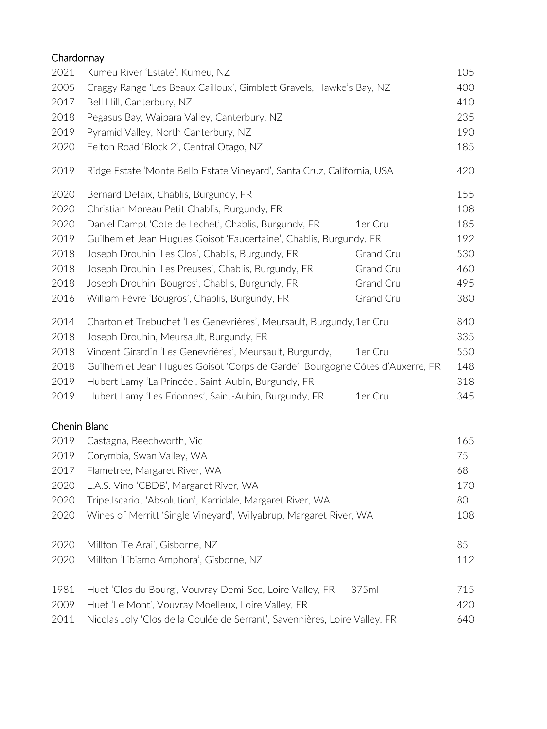## Chardonnay

| Year | Wine | Classification | Price |
|---|---|---|---|
| 2021 | Kumeu River 'Estate', Kumeu, NZ | | 105 |
| 2005 | Craggy Range 'Les Beaux Cailloux', Gimblett Gravels, Hawke's Bay, NZ | | 400 |
| 2017 | Bell Hill, Canterbury, NZ | | 410 |
| 2018 | Pegasus Bay, Waipara Valley, Canterbury, NZ | | 235 |
| 2019 | Pyramid Valley, North Canterbury, NZ | | 190 |
| 2020 | Felton Road 'Block 2', Central Otago, NZ | | 185 |
| 2019 | Ridge Estate 'Monte Bello Estate Vineyard', Santa Cruz, California, USA | | 420 |
| 2020 | Bernard Defaix, Chablis, Burgundy, FR | | 155 |
| 2020 | Christian Moreau Petit Chablis, Burgundy, FR | | 108 |
| 2020 | Daniel Dampt 'Cote de Lechet', Chablis, Burgundy, FR | 1er Cru | 185 |
| 2019 | Guilhem et Jean Hugues Goisot 'Faucertaine', Chablis, Burgundy, FR | | 192 |
| 2018 | Joseph Drouhin 'Les Clos', Chablis, Burgundy, FR | Grand Cru | 530 |
| 2018 | Joseph Drouhin 'Les Preuses', Chablis, Burgundy, FR | Grand Cru | 460 |
| 2018 | Joseph Drouhin 'Bougros', Chablis, Burgundy, FR | Grand Cru | 495 |
| 2016 | William Fèvre 'Bougros', Chablis, Burgundy, FR | Grand Cru | 380 |
| 2014 | Charton et Trebuchet 'Les Genevrières', Meursault, Burgundy, | 1er Cru | 840 |
| 2018 | Joseph Drouhin, Meursault, Burgundy, FR | | 335 |
| 2018 | Vincent Girardin 'Les Genevrières', Meursault, Burgundy, | 1er Cru | 550 |
| 2018 | Guilhem et Jean Hugues Goisot 'Corps de Garde', Bourgogne Côtes d'Auxerre, FR | | 148 |
| 2019 | Hubert Lamy 'La Princée', Saint-Aubin, Burgundy, FR | | 318 |
| 2019 | Hubert Lamy 'Les Frionnes', Saint-Aubin, Burgundy, FR | 1er Cru | 345 |

## Chenin Blanc

| Year | Wine | Classification | Price |
|---|---|---|---|
| 2019 | Castagna, Beechworth, Vic | | 165 |
| 2019 | Corymbia, Swan Valley, WA | | 75 |
| 2017 | Flametree, Margaret River, WA | | 68 |
| 2020 | L.A.S. Vino 'CBDB', Margaret River, WA | | 170 |
| 2020 | Tripe.Iscariot 'Absolution', Karridale, Margaret River, WA | | 80 |
| 2020 | Wines of Merritt 'Single Vineyard', Wilyabrup, Margaret River, WA | | 108 |
| 2020 | Millton 'Te Arai', Gisborne, NZ | | 85 |
| 2020 | Millton 'Libiamo Amphora', Gisborne, NZ | | 112 |
| 1981 | Huet 'Clos du Bourg', Vouvray Demi-Sec, Loire Valley, FR | 375ml | 715 |
| 2009 | Huet 'Le Mont', Vouvray Moelleux, Loire Valley, FR | | 420 |
| 2011 | Nicolas Joly 'Clos de la Coulée de Serrant', Savennières, Loire Valley, FR | | 640 |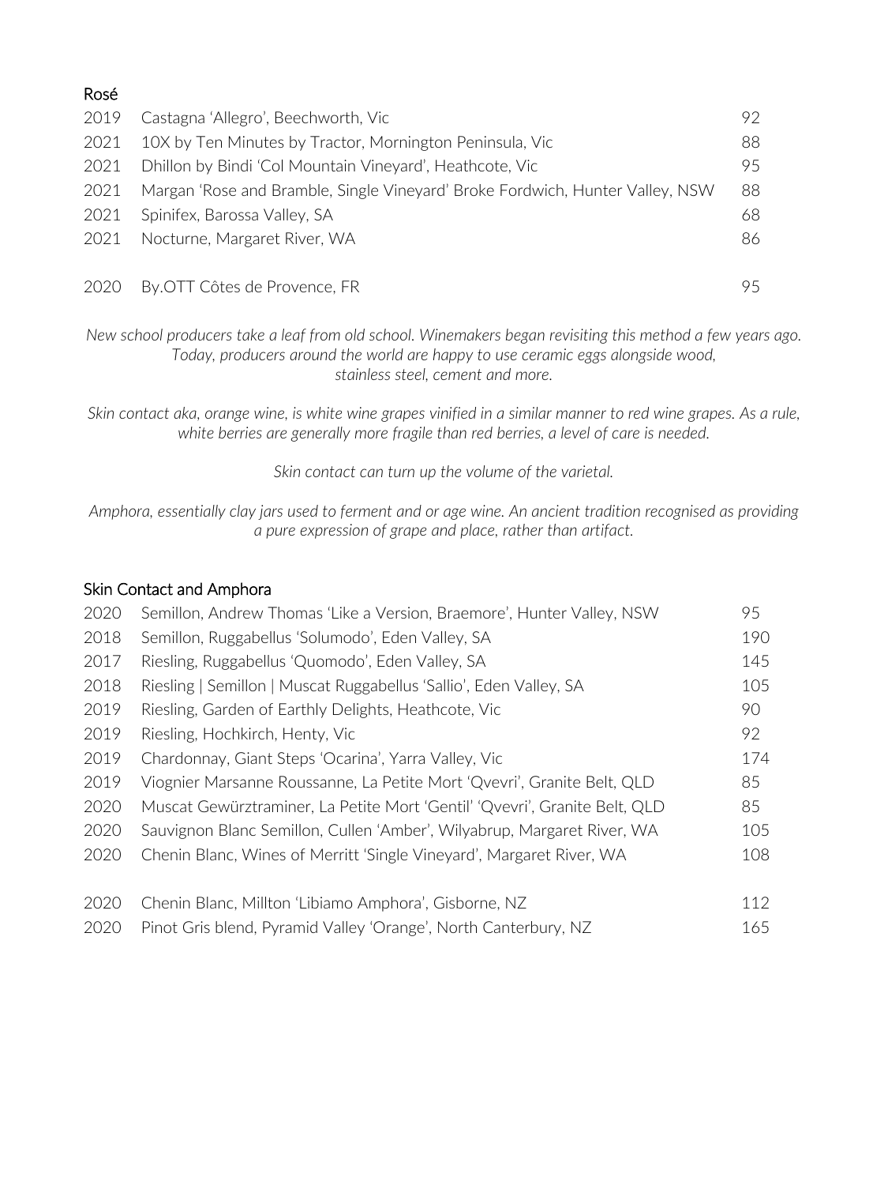## Rosé

| | | |
|---|---|---|
| 2019 | Castagna 'Allegro', Beechworth, Vic | 92 |
| 2021 | 10X by Ten Minutes by Tractor, Mornington Peninsula, Vic | 88 |
| 2021 | Dhillon by Bindi 'Col Mountain Vineyard', Heathcote, Vic | 95 |
| 2021 | Margan 'Rose and Bramble, Single Vineyard' Broke Fordwich, Hunter Valley, NSW | 88 |
| 2021 | Spinifex, Barossa Valley, SA | 68 |
| 2021 | Nocturne, Margaret River, WA | 86 |
| | | |
| 2020 | By.OTT Côtes de Provence, FR | 95 |

*New school producers take a leaf from old school. Winemakers began revisiting this method a few years ago. Today, producers around the world are happy to use ceramic eggs alongside wood, stainless steel, cement and more.*

*Skin contact aka, orange wine, is white wine grapes vinified in a similar manner to red wine grapes. As a rule, white berries are generally more fragile than red berries, a level of care is needed.*

*Skin contact can turn up the volume of the varietal.*

*Amphora, essentially clay jars used to ferment and or age wine. An ancient tradition recognised as providing a pure expression of grape and place, rather than artifact.*

## Skin Contact and Amphora

| | | |
|---|---|---|
| 2020 | Semillon, Andrew Thomas 'Like a Version, Braemore', Hunter Valley, NSW | 95 |
| 2018 | Semillon, Ruggabellus 'Solumodo', Eden Valley, SA | 190 |
| 2017 | Riesling, Ruggabellus 'Quomodo', Eden Valley, SA | 145 |
| 2018 | Riesling \| Semillon \| Muscat Ruggabellus 'Sallio', Eden Valley, SA | 105 |
| 2019 | Riesling, Garden of Earthly Delights, Heathcote, Vic | 90 |
| 2019 | Riesling, Hochkirch, Henty, Vic | 92 |
| 2019 | Chardonnay, Giant Steps 'Ocarina', Yarra Valley, Vic | 174 |
| 2019 | Viognier Marsanne Roussanne, La Petite Mort 'Qvevri', Granite Belt, QLD | 85 |
| 2020 | Muscat Gewürztraminer, La Petite Mort 'Gentil' 'Qvevri', Granite Belt, QLD | 85 |
| 2020 | Sauvignon Blanc Semillon, Cullen 'Amber', Wilyabrup, Margaret River, WA | 105 |
| 2020 | Chenin Blanc, Wines of Merritt 'Single Vineyard', Margaret River, WA | 108 |
| | | |
| 2020 | Chenin Blanc, Millton 'Libiamo Amphora', Gisborne, NZ | 112 |
| 2020 | Pinot Gris blend, Pyramid Valley 'Orange', North Canterbury, NZ | 165 |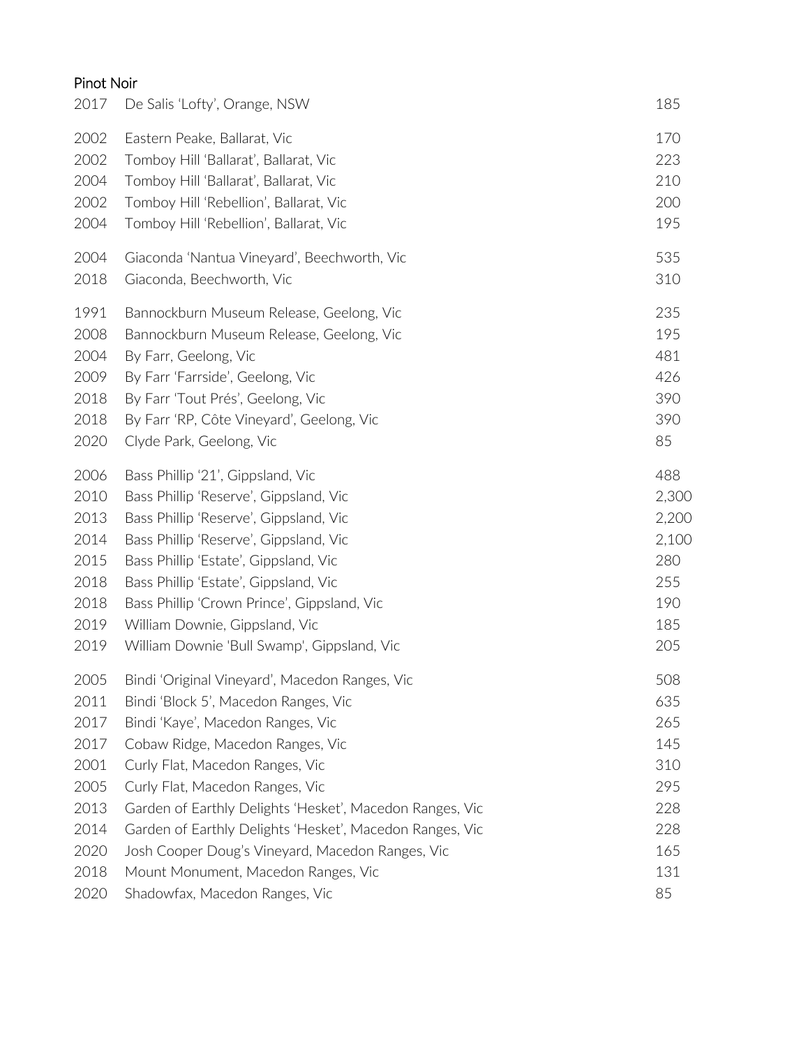## Pinot Noir

| | | |
|---|---|---|
| 2017 | De Salis 'Lofty', Orange, NSW | 185 |
| 2002 | Eastern Peake, Ballarat, Vic | 170 |
| 2002 | Tomboy Hill 'Ballarat', Ballarat, Vic | 223 |
| 2004 | Tomboy Hill 'Ballarat', Ballarat, Vic | 210 |
| 2002 | Tomboy Hill 'Rebellion', Ballarat, Vic | 200 |
| 2004 | Tomboy Hill 'Rebellion', Ballarat, Vic | 195 |
| 2004 | Giaconda 'Nantua Vineyard', Beechworth, Vic | 535 |
| 2018 | Giaconda, Beechworth, Vic | 310 |
| 1991 | Bannockburn Museum Release, Geelong, Vic | 235 |
| 2008 | Bannockburn Museum Release, Geelong, Vic | 195 |
| 2004 | By Farr, Geelong, Vic | 481 |
| 2009 | By Farr 'Farrside', Geelong, Vic | 426 |
| 2018 | By Farr 'Tout Prés', Geelong, Vic | 390 |
| 2018 | By Farr 'RP, Côte Vineyard', Geelong, Vic | 390 |
| 2020 | Clyde Park, Geelong, Vic | 85 |
| 2006 | Bass Phillip '21', Gippsland, Vic | 488 |
| 2010 | Bass Phillip 'Reserve', Gippsland, Vic | 2,300 |
| 2013 | Bass Phillip 'Reserve', Gippsland, Vic | 2,200 |
| 2014 | Bass Phillip 'Reserve', Gippsland, Vic | 2,100 |
| 2015 | Bass Phillip 'Estate', Gippsland, Vic | 280 |
| 2018 | Bass Phillip 'Estate', Gippsland, Vic | 255 |
| 2018 | Bass Phillip 'Crown Prince', Gippsland, Vic | 190 |
| 2019 | William Downie, Gippsland, Vic | 185 |
| 2019 | William Downie 'Bull Swamp', Gippsland, Vic | 205 |
| 2005 | Bindi 'Original Vineyard', Macedon Ranges, Vic | 508 |
| 2011 | Bindi 'Block 5', Macedon Ranges, Vic | 635 |
| 2017 | Bindi 'Kaye', Macedon Ranges, Vic | 265 |
| 2017 | Cobaw Ridge, Macedon Ranges, Vic | 145 |
| 2001 | Curly Flat, Macedon Ranges, Vic | 310 |
| 2005 | Curly Flat, Macedon Ranges, Vic | 295 |
| 2013 | Garden of Earthly Delights 'Hesket', Macedon Ranges, Vic | 228 |
| 2014 | Garden of Earthly Delights 'Hesket', Macedon Ranges, Vic | 228 |
| 2020 | Josh Cooper Doug's Vineyard, Macedon Ranges, Vic | 165 |
| 2018 | Mount Monument, Macedon Ranges, Vic | 131 |
| 2020 | Shadowfax, Macedon Ranges, Vic | 85 |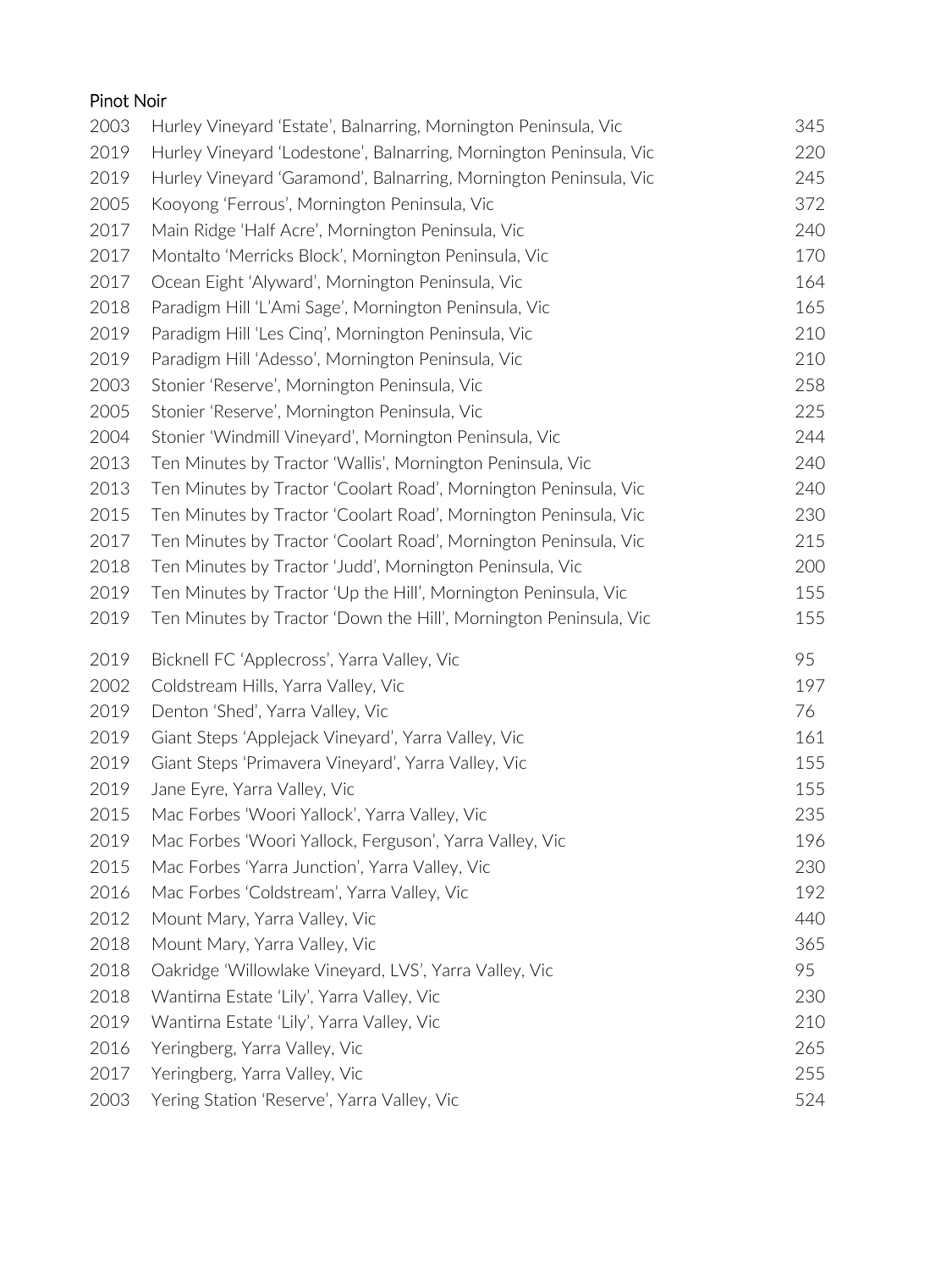## Pinot Noir

| | | |
|---|---|---|
| 2003 | Hurley Vineyard 'Estate', Balnarring, Mornington Peninsula, Vic | 345 |
| 2019 | Hurley Vineyard 'Lodestone', Balnarring, Mornington Peninsula, Vic | 220 |
| 2019 | Hurley Vineyard 'Garamond', Balnarring, Mornington Peninsula, Vic | 245 |
| 2005 | Kooyong 'Ferrous', Mornington Peninsula, Vic | 372 |
| 2017 | Main Ridge 'Half Acre', Mornington Peninsula, Vic | 240 |
| 2017 | Montalto 'Merricks Block', Mornington Peninsula, Vic | 170 |
| 2017 | Ocean Eight 'Alyward', Mornington Peninsula, Vic | 164 |
| 2018 | Paradigm Hill 'L'Ami Sage', Mornington Peninsula, Vic | 165 |
| 2019 | Paradigm Hill 'Les Cinq', Mornington Peninsula, Vic | 210 |
| 2019 | Paradigm Hill 'Adesso', Mornington Peninsula, Vic | 210 |
| 2003 | Stonier 'Reserve', Mornington Peninsula, Vic | 258 |
| 2005 | Stonier 'Reserve', Mornington Peninsula, Vic | 225 |
| 2004 | Stonier 'Windmill Vineyard', Mornington Peninsula, Vic | 244 |
| 2013 | Ten Minutes by Tractor 'Wallis', Mornington Peninsula, Vic | 240 |
| 2013 | Ten Minutes by Tractor 'Coolart Road', Mornington Peninsula, Vic | 240 |
| 2015 | Ten Minutes by Tractor 'Coolart Road', Mornington Peninsula, Vic | 230 |
| 2017 | Ten Minutes by Tractor 'Coolart Road', Mornington Peninsula, Vic | 215 |
| 2018 | Ten Minutes by Tractor 'Judd', Mornington Peninsula, Vic | 200 |
| 2019 | Ten Minutes by Tractor 'Up the Hill', Mornington Peninsula, Vic | 155 |
| 2019 | Ten Minutes by Tractor 'Down the Hill', Mornington Peninsula, Vic | 155 |
| 2019 | Bicknell FC 'Applecross', Yarra Valley, Vic | 95 |
| 2002 | Coldstream Hills, Yarra Valley, Vic | 197 |
| 2019 | Denton 'Shed', Yarra Valley, Vic | 76 |
| 2019 | Giant Steps 'Applejack Vineyard', Yarra Valley, Vic | 161 |
| 2019 | Giant Steps 'Primavera Vineyard', Yarra Valley, Vic | 155 |
| 2019 | Jane Eyre, Yarra Valley, Vic | 155 |
| 2015 | Mac Forbes 'Woori Yallock', Yarra Valley, Vic | 235 |
| 2019 | Mac Forbes 'Woori Yallock, Ferguson', Yarra Valley, Vic | 196 |
| 2015 | Mac Forbes 'Yarra Junction', Yarra Valley, Vic | 230 |
| 2016 | Mac Forbes 'Coldstream', Yarra Valley, Vic | 192 |
| 2012 | Mount Mary, Yarra Valley, Vic | 440 |
| 2018 | Mount Mary, Yarra Valley, Vic | 365 |
| 2018 | Oakridge 'Willowlake Vineyard, LVS', Yarra Valley, Vic | 95 |
| 2018 | Wantirna Estate 'Lily', Yarra Valley, Vic | 230 |
| 2019 | Wantirna Estate 'Lily', Yarra Valley, Vic | 210 |
| 2016 | Yeringberg, Yarra Valley, Vic | 265 |
| 2017 | Yeringberg, Yarra Valley, Vic | 255 |
| 2003 | Yering Station 'Reserve', Yarra Valley, Vic | 524 |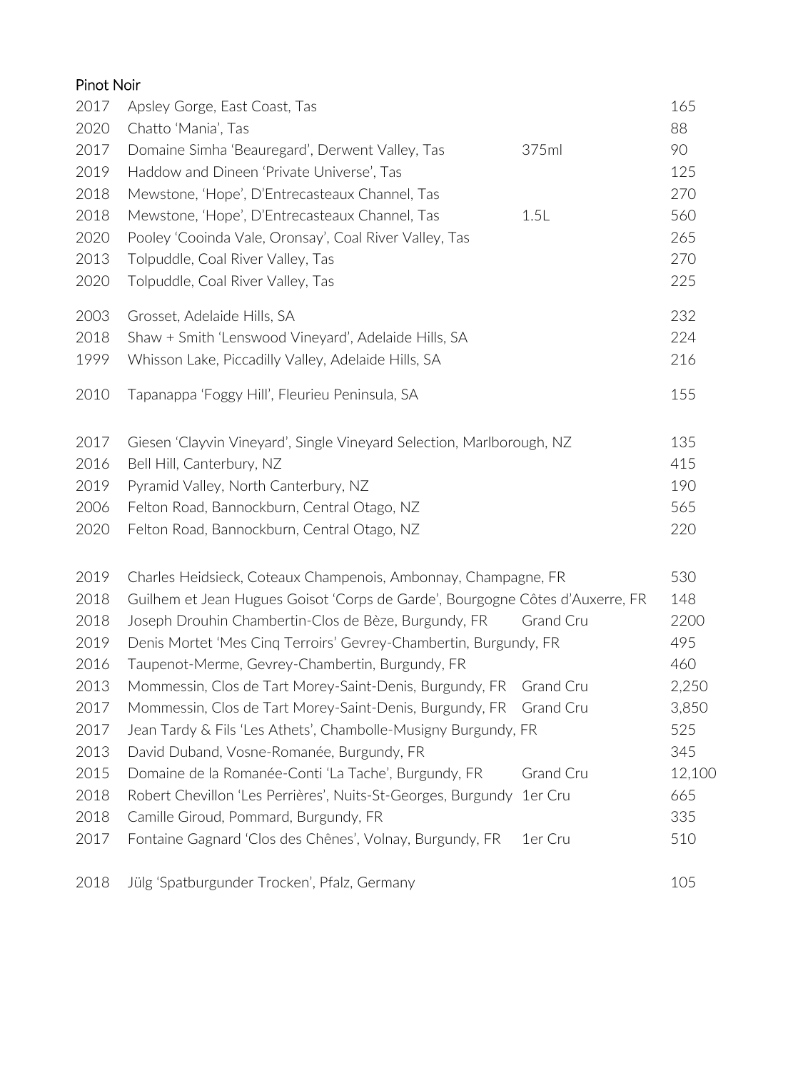## Pinot Noir

| | | | |
|---|---|---|---|
| 2017 | Apsley Gorge, East Coast, Tas | | 165 |
| 2020 | Chatto 'Mania', Tas | | 88 |
| 2017 | Domaine Simha 'Beauregard', Derwent Valley, Tas | 375ml | 90 |
| 2019 | Haddow and Dineen 'Private Universe', Tas | | 125 |
| 2018 | Mewstone, 'Hope', D'Entrecasteaux Channel, Tas | | 270 |
| 2018 | Mewstone, 'Hope', D'Entrecasteaux Channel, Tas | 1.5L | 560 |
| 2020 | Pooley 'Cooinda Vale, Oronsay', Coal River Valley, Tas | | 265 |
| 2013 | Tolpuddle, Coal River Valley, Tas | | 270 |
| 2020 | Tolpuddle, Coal River Valley, Tas | | 225 |
| | | | |
| 2003 | Grosset, Adelaide Hills, SA | | 232 |
| 2018 | Shaw + Smith 'Lenswood Vineyard', Adelaide Hills, SA | | 224 |
| 1999 | Whisson Lake, Piccadilly Valley, Adelaide Hills, SA | | 216 |
| | | | |
| 2010 | Tapanappa 'Foggy Hill', Fleurieu Peninsula, SA | | 155 |
| | | | |
| 2017 | Giesen 'Clayvin Vineyard', Single Vineyard Selection, Marlborough, NZ | | 135 |
| 2016 | Bell Hill, Canterbury, NZ | | 415 |
| 2019 | Pyramid Valley, North Canterbury, NZ | | 190 |
| 2006 | Felton Road, Bannockburn, Central Otago, NZ | | 565 |
| 2020 | Felton Road, Bannockburn, Central Otago, NZ | | 220 |
| | | | |
| 2019 | Charles Heidsieck, Coteaux Champenois, Ambonnay, Champagne, FR | | 530 |
| 2018 | Guilhem et Jean Hugues Goisot 'Corps de Garde', Bourgogne Côtes d'Auxerre, FR | | 148 |
| 2018 | Joseph Drouhin Chambertin-Clos de Bèze, Burgundy, FR | Grand Cru | 2200 |
| 2019 | Denis Mortet 'Mes Cinq Terroirs' Gevrey-Chambertin, Burgundy, FR | | 495 |
| 2016 | Taupenot-Merme, Gevrey-Chambertin, Burgundy, FR | | 460 |
| 2013 | Mommessin, Clos de Tart Morey-Saint-Denis, Burgundy, FR | Grand Cru | 2,250 |
| 2017 | Mommessin, Clos de Tart Morey-Saint-Denis, Burgundy, FR | Grand Cru | 3,850 |
| 2017 | Jean Tardy & Fils 'Les Athets', Chambolle-Musigny Burgundy, FR | | 525 |
| 2013 | David Duband, Vosne-Romanée, Burgundy, FR | | 345 |
| 2015 | Domaine de la Romanée-Conti 'La Tache', Burgundy, FR | Grand Cru | 12,100 |
| 2018 | Robert Chevillon 'Les Perrières', Nuits-St-Georges, Burgundy | 1er Cru | 665 |
| 2018 | Camille Giroud, Pommard, Burgundy, FR | | 335 |
| 2017 | Fontaine Gagnard 'Clos des Chênes', Volnay, Burgundy, FR | 1er Cru | 510 |
| | | | |
| 2018 | Jülg 'Spatburgunder Trocken', Pfalz, Germany | | 105 |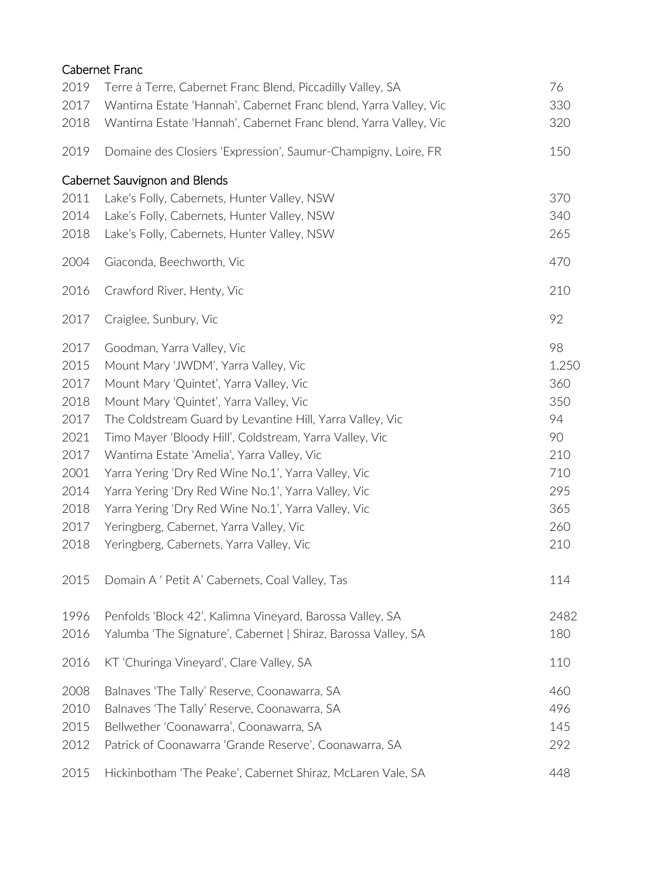## Cabernet Franc

| Year | Wine | Price |
|---|---|---|
| 2019 | Terre à Terre, Cabernet Franc Blend, Piccadilly Valley, SA | 76 |
| 2017 | Wantirna Estate 'Hannah', Cabernet Franc blend, Yarra Valley, Vic | 330 |
| 2018 | Wantirna Estate 'Hannah', Cabernet Franc blend, Yarra Valley, Vic | 320 |
| 2019 | Domaine des Closiers 'Expression', Saumur-Champigny, Loire, FR | 150 |

## Cabernet Sauvignon and Blends

| Year | Wine | Price |
|---|---|---|
| 2011 | Lake's Folly, Cabernets, Hunter Valley, NSW | 370 |
| 2014 | Lake's Folly, Cabernets, Hunter Valley, NSW | 340 |
| 2018 | Lake's Folly, Cabernets, Hunter Valley, NSW | 265 |
| 2004 | Giaconda, Beechworth, Vic | 470 |
| 2016 | Crawford River, Henty, Vic | 210 |
| 2017 | Craiglee, Sunbury, Vic | 92 |
| 2017 | Goodman, Yarra Valley, Vic | 98 |
| 2015 | Mount Mary 'JWDM', Yarra Valley, Vic | 1,250 |
| 2017 | Mount Mary 'Quintet', Yarra Valley, Vic | 360 |
| 2018 | Mount Mary 'Quintet', Yarra Valley, Vic | 350 |
| 2017 | The Coldstream Guard by Levantine Hill, Yarra Valley, Vic | 94 |
| 2021 | Timo Mayer 'Bloody Hill', Coldstream, Yarra Valley, Vic | 90 |
| 2017 | Wantirna Estate 'Amelia', Yarra Valley, Vic | 210 |
| 2001 | Yarra Yering 'Dry Red Wine No.1', Yarra Valley, Vic | 710 |
| 2014 | Yarra Yering 'Dry Red Wine No.1', Yarra Valley, Vic | 295 |
| 2018 | Yarra Yering 'Dry Red Wine No.1', Yarra Valley, Vic | 365 |
| 2017 | Yeringberg, Cabernet, Yarra Valley, Vic | 260 |
| 2018 | Yeringberg, Cabernets, Yarra Valley, Vic | 210 |
| 2015 | Domain A ' Petit A' Cabernets, Coal Valley, Tas | 114 |
| 1996 | Penfolds 'Block 42', Kalimna Vineyard, Barossa Valley, SA | 2482 |
| 2016 | Yalumba 'The Signature', Cabernet \| Shiraz, Barossa Valley, SA | 180 |
| 2016 | KT 'Churinga Vineyard', Clare Valley, SA | 110 |
| 2008 | Balnaves 'The Tally' Reserve, Coonawarra, SA | 460 |
| 2010 | Balnaves 'The Tally' Reserve, Coonawarra, SA | 496 |
| 2015 | Bellwether 'Coonawarra', Coonawarra, SA | 145 |
| 2012 | Patrick of Coonawarra 'Grande Reserve', Coonawarra, SA | 292 |
| 2015 | Hickinbotham 'The Peake', Cabernet Shiraz, McLaren Vale, SA | 448 |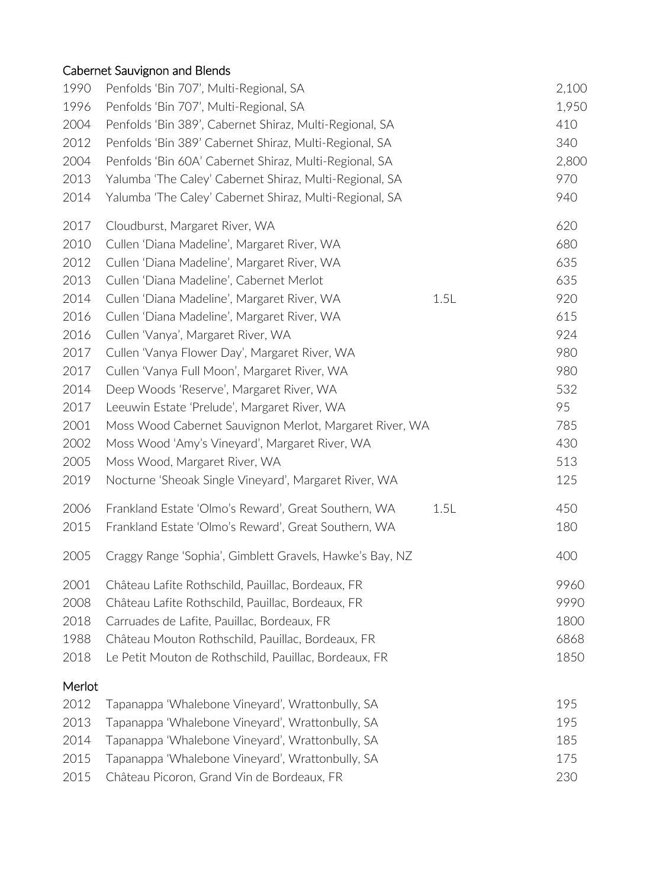## Cabernet Sauvignon and Blends

| Vintage | Wine | Size | Price |
|---|---|---|---|
| 1990 | Penfolds 'Bin 707', Multi-Regional, SA | | 2,100 |
| 1996 | Penfolds 'Bin 707', Multi-Regional, SA | | 1,950 |
| 2004 | Penfolds 'Bin 389', Cabernet Shiraz, Multi-Regional, SA | | 410 |
| 2012 | Penfolds 'Bin 389' Cabernet Shiraz, Multi-Regional, SA | | 340 |
| 2004 | Penfolds 'Bin 60A' Cabernet Shiraz, Multi-Regional, SA | | 2,800 |
| 2013 | Yalumba 'The Caley' Cabernet Shiraz, Multi-Regional, SA | | 970 |
| 2014 | Yalumba 'The Caley' Cabernet Shiraz, Multi-Regional, SA | | 940 |
| 2017 | Cloudburst, Margaret River, WA | | 620 |
| 2010 | Cullen 'Diana Madeline', Margaret River, WA | | 680 |
| 2012 | Cullen 'Diana Madeline', Margaret River, WA | | 635 |
| 2013 | Cullen 'Diana Madeline', Cabernet Merlot | | 635 |
| 2014 | Cullen 'Diana Madeline', Margaret River, WA | 1.5L | 920 |
| 2016 | Cullen 'Diana Madeline', Margaret River, WA | | 615 |
| 2016 | Cullen 'Vanya', Margaret River, WA | | 924 |
| 2017 | Cullen 'Vanya Flower Day', Margaret River, WA | | 980 |
| 2017 | Cullen 'Vanya Full Moon', Margaret River, WA | | 980 |
| 2014 | Deep Woods 'Reserve', Margaret River, WA | | 532 |
| 2017 | Leeuwin Estate 'Prelude', Margaret River, WA | | 95 |
| 2001 | Moss Wood Cabernet Sauvignon Merlot, Margaret River, WA | | 785 |
| 2002 | Moss Wood 'Amy's Vineyard', Margaret River, WA | | 430 |
| 2005 | Moss Wood, Margaret River, WA | | 513 |
| 2019 | Nocturne 'Sheoak Single Vineyard', Margaret River, WA | | 125 |
| 2006 | Frankland Estate 'Olmo's Reward', Great Southern, WA | 1.5L | 450 |
| 2015 | Frankland Estate 'Olmo's Reward', Great Southern, WA | | 180 |
| 2005 | Craggy Range 'Sophia', Gimblett Gravels, Hawke's Bay, NZ | | 400 |
| 2001 | Château Lafite Rothschild, Pauillac, Bordeaux, FR | | 9960 |
| 2008 | Château Lafite Rothschild, Pauillac, Bordeaux, FR | | 9990 |
| 2018 | Carruades de Lafite, Pauillac, Bordeaux, FR | | 1800 |
| 1988 | Château Mouton Rothschild, Pauillac, Bordeaux, FR | | 6868 |
| 2018 | Le Petit Mouton de Rothschild, Pauillac, Bordeaux, FR | | 1850 |

## Merlot

| Vintage | Wine | Price |
|---|---|---|
| 2012 | Tapanappa 'Whalebone Vineyard', Wrattonbully, SA | 195 |
| 2013 | Tapanappa 'Whalebone Vineyard', Wrattonbully, SA | 195 |
| 2014 | Tapanappa 'Whalebone Vineyard', Wrattonbully, SA | 185 |
| 2015 | Tapanappa 'Whalebone Vineyard', Wrattonbully, SA | 175 |
| 2015 | Château Picoron, Grand Vin de Bordeaux, FR | 230 |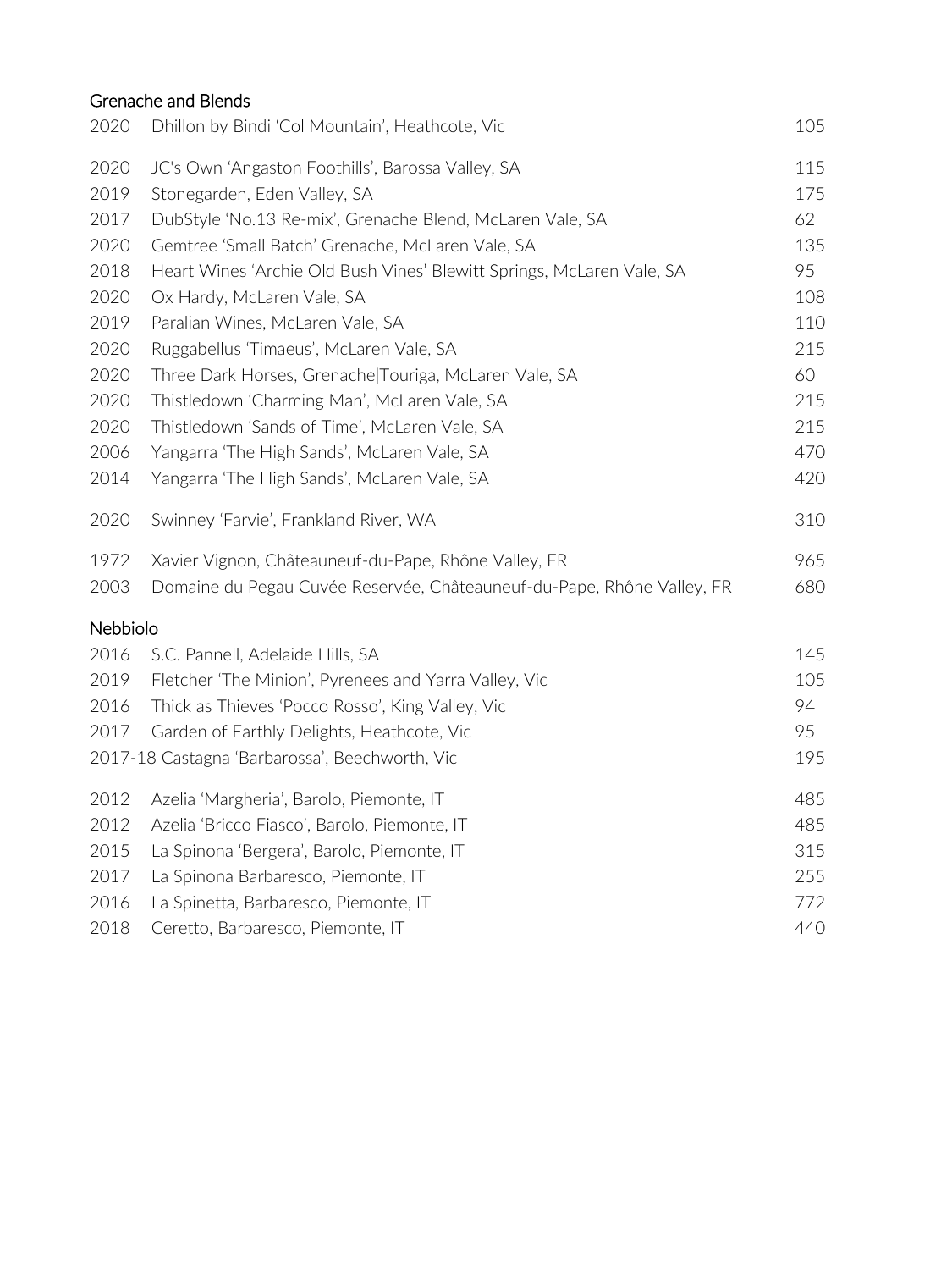## Grenache and Blends

| Vintage | Wine | Price |
|---|---|---|
| 2020 | Dhillon by Bindi 'Col Mountain', Heathcote, Vic | 105 |
| 2020 | JC's Own 'Angaston Foothills', Barossa Valley, SA | 115 |
| 2019 | Stonegarden, Eden Valley, SA | 175 |
| 2017 | DubStyle 'No.13 Re-mix', Grenache Blend, McLaren Vale, SA | 62 |
| 2020 | Gemtree 'Small Batch' Grenache, McLaren Vale, SA | 135 |
| 2018 | Heart Wines 'Archie Old Bush Vines' Blewitt Springs, McLaren Vale, SA | 95 |
| 2020 | Ox Hardy, McLaren Vale, SA | 108 |
| 2019 | Paralian Wines, McLaren Vale, SA | 110 |
| 2020 | Ruggabellus 'Timaeus', McLaren Vale, SA | 215 |
| 2020 | Three Dark Horses, Grenache\|Touriga, McLaren Vale, SA | 60 |
| 2020 | Thistledown 'Charming Man', McLaren Vale, SA | 215 |
| 2020 | Thistledown 'Sands of Time', McLaren Vale, SA | 215 |
| 2006 | Yangarra 'The High Sands', McLaren Vale, SA | 470 |
| 2014 | Yangarra 'The High Sands', McLaren Vale, SA | 420 |
| 2020 | Swinney 'Farvie', Frankland River, WA | 310 |
| 1972 | Xavier Vignon, Châteauneuf-du-Pape, Rhône Valley, FR | 965 |
| 2003 | Domaine du Pegau Cuvée Reservée, Châteauneuf-du-Pape, Rhône Valley, FR | 680 |

## Nebbiolo

| Vintage | Wine | Price |
|---|---|---|
| 2016 | S.C. Pannell, Adelaide Hills, SA | 145 |
| 2019 | Fletcher 'The Minion', Pyrenees and Yarra Valley, Vic | 105 |
| 2016 | Thick as Thieves 'Pocco Rosso', King Valley, Vic | 94 |
| 2017 | Garden of Earthly Delights, Heathcote, Vic | 95 |
| 2017-18 | Castagna 'Barbarossa', Beechworth, Vic | 195 |
| 2012 | Azelia 'Margheria', Barolo, Piemonte, IT | 485 |
| 2012 | Azelia 'Bricco Fiasco', Barolo, Piemonte, IT | 485 |
| 2015 | La Spinona 'Bergera', Barolo, Piemonte, IT | 315 |
| 2017 | La Spinona Barbaresco, Piemonte, IT | 255 |
| 2016 | La Spinetta, Barbaresco, Piemonte, IT | 772 |
| 2018 | Ceretto, Barbaresco, Piemonte, IT | 440 |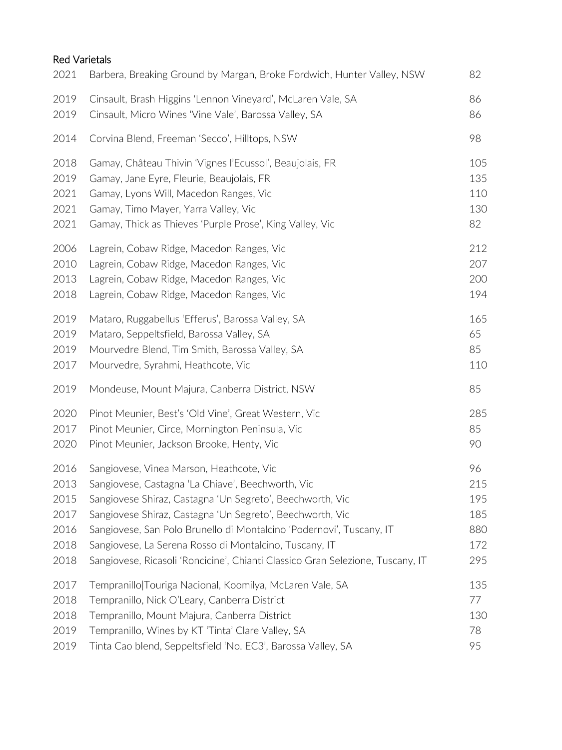## Red Varietals

| | | |
|---|---|---|
| 2021 | Barbera, Breaking Ground by Margan, Broke Fordwich, Hunter Valley, NSW | 82 |
| 2019 | Cinsault, Brash Higgins 'Lennon Vineyard', McLaren Vale, SA | 86 |
| 2019 | Cinsault, Micro Wines 'Vine Vale', Barossa Valley, SA | 86 |
| 2014 | Corvina Blend, Freeman 'Secco', Hilltops, NSW | 98 |
| 2018 | Gamay, Château Thivin 'Vignes l'Ecussol', Beaujolais, FR | 105 |
| 2019 | Gamay, Jane Eyre, Fleurie, Beaujolais, FR | 135 |
| 2021 | Gamay, Lyons Will, Macedon Ranges, Vic | 110 |
| 2021 | Gamay, Timo Mayer, Yarra Valley, Vic | 130 |
| 2021 | Gamay, Thick as Thieves 'Purple Prose', King Valley, Vic | 82 |
| 2006 | Lagrein, Cobaw Ridge, Macedon Ranges, Vic | 212 |
| 2010 | Lagrein, Cobaw Ridge, Macedon Ranges, Vic | 207 |
| 2013 | Lagrein, Cobaw Ridge, Macedon Ranges, Vic | 200 |
| 2018 | Lagrein, Cobaw Ridge, Macedon Ranges, Vic | 194 |
| 2019 | Mataro, Ruggabellus 'Efferus', Barossa Valley, SA | 165 |
| 2019 | Mataro, Seppeltsfield, Barossa Valley, SA | 65 |
| 2019 | Mourvedre Blend, Tim Smith, Barossa Valley, SA | 85 |
| 2017 | Mourvedre, Syrahmi, Heathcote, Vic | 110 |
| 2019 | Mondeuse, Mount Majura, Canberra District, NSW | 85 |
| 2020 | Pinot Meunier, Best's 'Old Vine', Great Western, Vic | 285 |
| 2017 | Pinot Meunier, Circe, Mornington Peninsula, Vic | 85 |
| 2020 | Pinot Meunier, Jackson Brooke, Henty, Vic | 90 |
| 2016 | Sangiovese, Vinea Marson, Heathcote, Vic | 96 |
| 2013 | Sangiovese, Castagna 'La Chiave', Beechworth, Vic | 215 |
| 2015 | Sangiovese Shiraz, Castagna 'Un Segreto', Beechworth, Vic | 195 |
| 2017 | Sangiovese Shiraz, Castagna 'Un Segreto', Beechworth, Vic | 185 |
| 2016 | Sangiovese, San Polo Brunello di Montalcino 'Podernovi', Tuscany, IT | 880 |
| 2018 | Sangiovese, La Serena Rosso di Montalcino, Tuscany, IT | 172 |
| 2018 | Sangiovese, Ricasoli 'Roncicine', Chianti Classico Gran Selezione, Tuscany, IT | 295 |
| 2017 | Tempranillo/Touriga Nacional, Koomilya, McLaren Vale, SA | 135 |
| 2018 | Tempranillo, Nick O'Leary, Canberra District | 77 |
| 2018 | Tempranillo, Mount Majura, Canberra District | 130 |
| 2019 | Tempranillo, Wines by KT 'Tinta' Clare Valley, SA | 78 |
| 2019 | Tinta Cao blend, Seppeltsfield 'No. EC3', Barossa Valley, SA | 95 |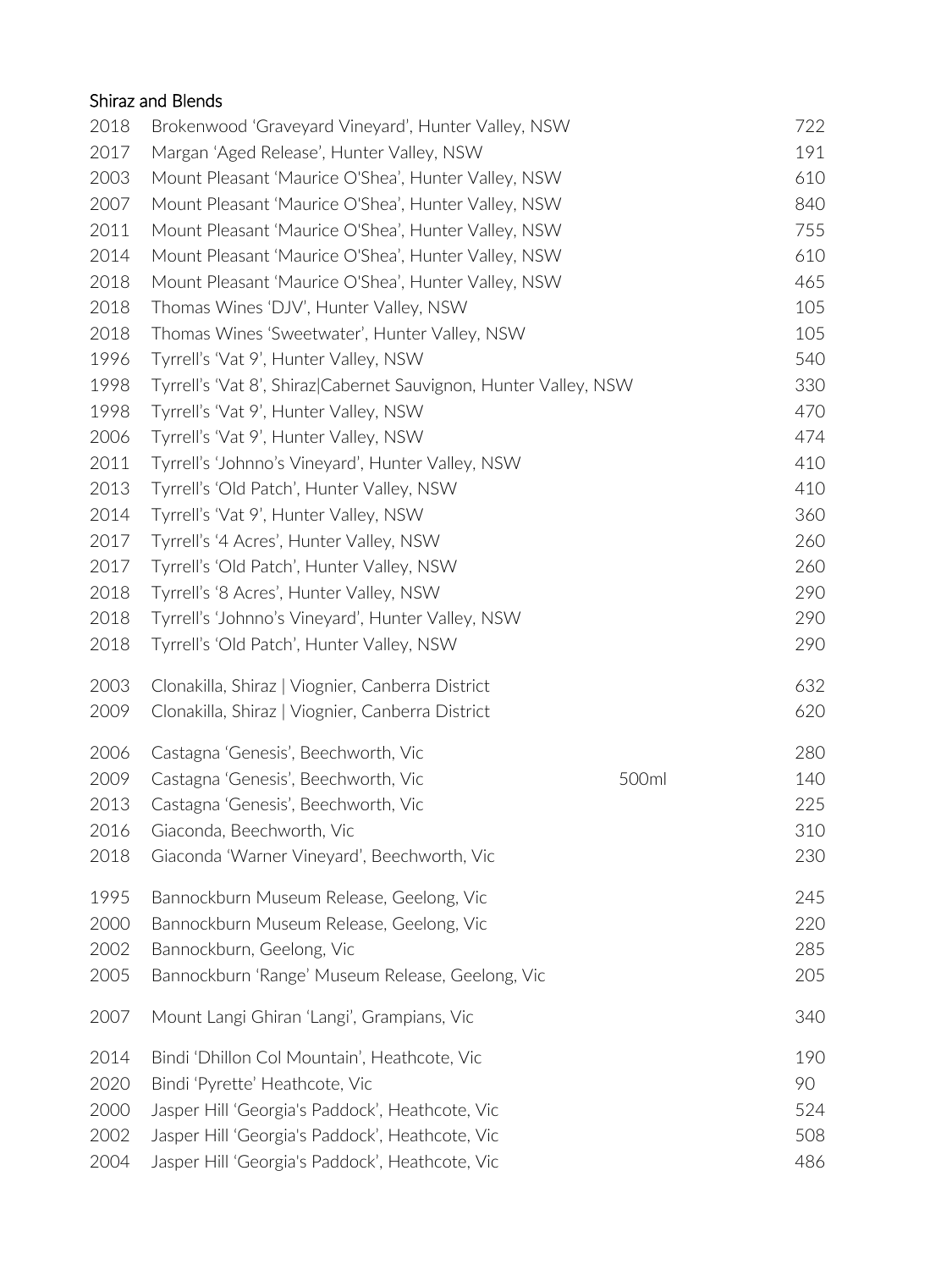## Shiraz and Blends

| | | | |
|---|---|---|---|
| 2018 | Brokenwood 'Graveyard Vineyard', Hunter Valley, NSW | | 722 |
| 2017 | Margan 'Aged Release', Hunter Valley, NSW | | 191 |
| 2003 | Mount Pleasant 'Maurice O'Shea', Hunter Valley, NSW | | 610 |
| 2007 | Mount Pleasant 'Maurice O'Shea', Hunter Valley, NSW | | 840 |
| 2011 | Mount Pleasant 'Maurice O'Shea', Hunter Valley, NSW | | 755 |
| 2014 | Mount Pleasant 'Maurice O'Shea', Hunter Valley, NSW | | 610 |
| 2018 | Mount Pleasant 'Maurice O'Shea', Hunter Valley, NSW | | 465 |
| 2018 | Thomas Wines 'DJV', Hunter Valley, NSW | | 105 |
| 2018 | Thomas Wines 'Sweetwater', Hunter Valley, NSW | | 105 |
| 1996 | Tyrrell's 'Vat 9', Hunter Valley, NSW | | 540 |
| 1998 | Tyrrell's 'Vat 8', Shiraz\|Cabernet Sauvignon, Hunter Valley, NSW | | 330 |
| 1998 | Tyrrell's 'Vat 9', Hunter Valley, NSW | | 470 |
| 2006 | Tyrrell's 'Vat 9', Hunter Valley, NSW | | 474 |
| 2011 | Tyrrell's 'Johnno's Vineyard', Hunter Valley, NSW | | 410 |
| 2013 | Tyrrell's 'Old Patch', Hunter Valley, NSW | | 410 |
| 2014 | Tyrrell's 'Vat 9', Hunter Valley, NSW | | 360 |
| 2017 | Tyrrell's '4 Acres', Hunter Valley, NSW | | 260 |
| 2017 | Tyrrell's 'Old Patch', Hunter Valley, NSW | | 260 |
| 2018 | Tyrrell's '8 Acres', Hunter Valley, NSW | | 290 |
| 2018 | Tyrrell's 'Johnno's Vineyard', Hunter Valley, NSW | | 290 |
| 2018 | Tyrrell's 'Old Patch', Hunter Valley, NSW | | 290 |
| 2003 | Clonakilla, Shiraz \| Viognier, Canberra District | | 632 |
| 2009 | Clonakilla, Shiraz \| Viognier, Canberra District | | 620 |
| 2006 | Castagna 'Genesis', Beechworth, Vic | | 280 |
| 2009 | Castagna 'Genesis', Beechworth, Vic | 500ml | 140 |
| 2013 | Castagna 'Genesis', Beechworth, Vic | | 225 |
| 2016 | Giaconda, Beechworth, Vic | | 310 |
| 2018 | Giaconda 'Warner Vineyard', Beechworth, Vic | | 230 |
| 1995 | Bannockburn Museum Release, Geelong, Vic | | 245 |
| 2000 | Bannockburn Museum Release, Geelong, Vic | | 220 |
| 2002 | Bannockburn, Geelong, Vic | | 285 |
| 2005 | Bannockburn 'Range' Museum Release, Geelong, Vic | | 205 |
| 2007 | Mount Langi Ghiran 'Langi', Grampians, Vic | | 340 |
| 2014 | Bindi 'Dhillon Col Mountain', Heathcote, Vic | | 190 |
| 2020 | Bindi 'Pyrette' Heathcote, Vic | | 90 |
| 2000 | Jasper Hill 'Georgia's Paddock', Heathcote, Vic | | 524 |
| 2002 | Jasper Hill 'Georgia's Paddock', Heathcote, Vic | | 508 |
| 2004 | Jasper Hill 'Georgia's Paddock', Heathcote, Vic | | 486 |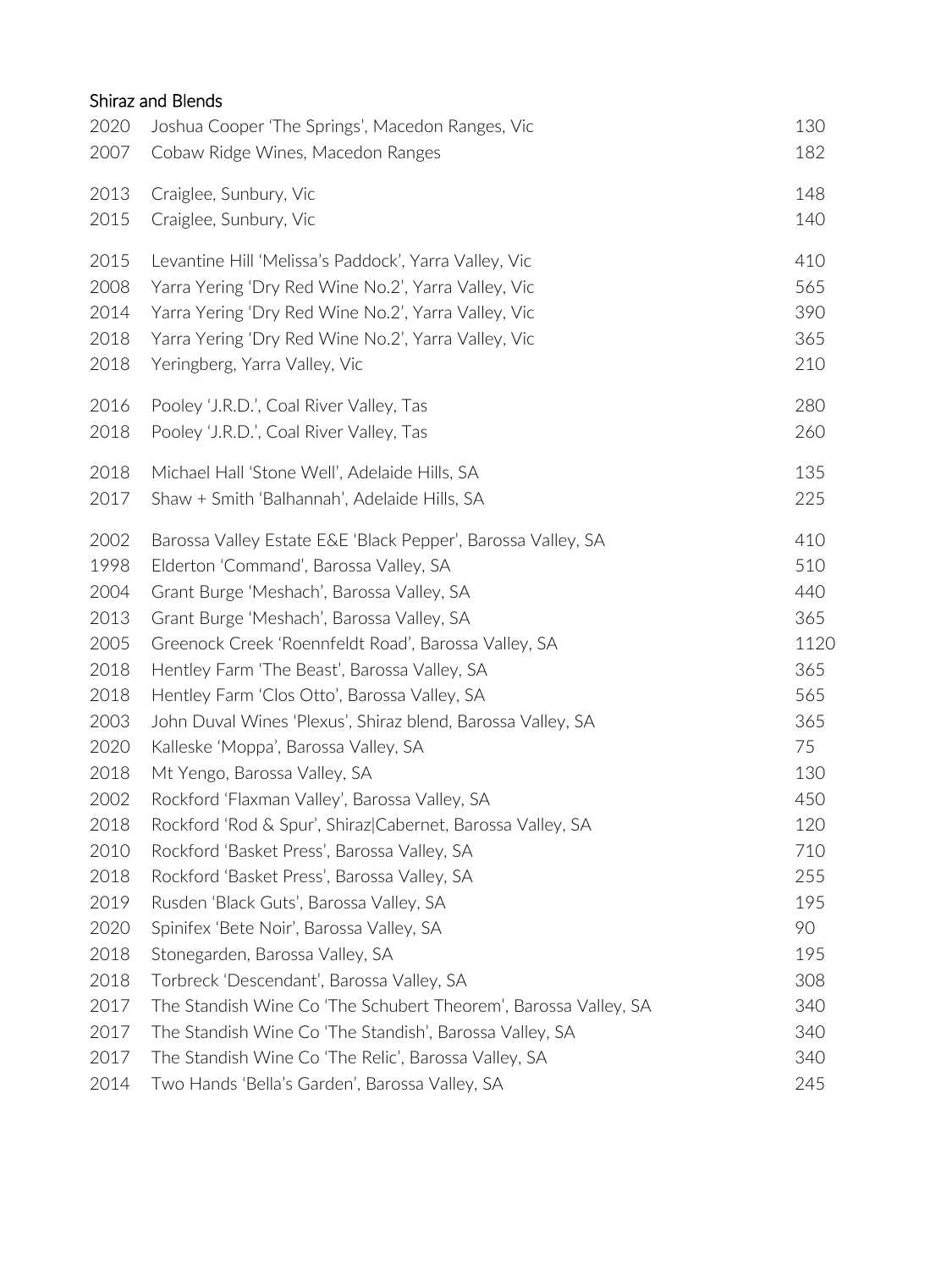## Shiraz and Blends

| | | |
|---|---|---|
| 2020 | Joshua Cooper 'The Springs', Macedon Ranges, Vic | 130 |
| 2007 | Cobaw Ridge Wines, Macedon Ranges | 182 |
| 2013 | Craiglee, Sunbury, Vic | 148 |
| 2015 | Craiglee, Sunbury, Vic | 140 |
| 2015 | Levantine Hill 'Melissa's Paddock', Yarra Valley, Vic | 410 |
| 2008 | Yarra Yering 'Dry Red Wine No.2', Yarra Valley, Vic | 565 |
| 2014 | Yarra Yering 'Dry Red Wine No.2', Yarra Valley, Vic | 390 |
| 2018 | Yarra Yering 'Dry Red Wine No.2', Yarra Valley, Vic | 365 |
| 2018 | Yeringberg, Yarra Valley, Vic | 210 |
| 2016 | Pooley 'J.R.D.', Coal River Valley, Tas | 280 |
| 2018 | Pooley 'J.R.D.', Coal River Valley, Tas | 260 |
| 2018 | Michael Hall 'Stone Well', Adelaide Hills, SA | 135 |
| 2017 | Shaw + Smith 'Balhannah', Adelaide Hills, SA | 225 |
| 2002 | Barossa Valley Estate E&E 'Black Pepper', Barossa Valley, SA | 410 |
| 1998 | Elderton 'Command', Barossa Valley, SA | 510 |
| 2004 | Grant Burge 'Meshach', Barossa Valley, SA | 440 |
| 2013 | Grant Burge 'Meshach', Barossa Valley, SA | 365 |
| 2005 | Greenock Creek 'Roennfeldt Road', Barossa Valley, SA | 1120 |
| 2018 | Hentley Farm 'The Beast', Barossa Valley, SA | 365 |
| 2018 | Hentley Farm 'Clos Otto', Barossa Valley, SA | 565 |
| 2003 | John Duval Wines 'Plexus', Shiraz blend, Barossa Valley, SA | 365 |
| 2020 | Kalleske 'Moppa', Barossa Valley, SA | 75 |
| 2018 | Mt Yengo, Barossa Valley, SA | 130 |
| 2002 | Rockford 'Flaxman Valley', Barossa Valley, SA | 450 |
| 2018 | Rockford 'Rod & Spur', Shiraz\|Cabernet, Barossa Valley, SA | 120 |
| 2010 | Rockford 'Basket Press', Barossa Valley, SA | 710 |
| 2018 | Rockford 'Basket Press', Barossa Valley, SA | 255 |
| 2019 | Rusden 'Black Guts', Barossa Valley, SA | 195 |
| 2020 | Spinifex 'Bete Noir', Barossa Valley, SA | 90 |
| 2018 | Stonegarden, Barossa Valley, SA | 195 |
| 2018 | Torbreck 'Descendant', Barossa Valley, SA | 308 |
| 2017 | The Standish Wine Co 'The Schubert Theorem', Barossa Valley, SA | 340 |
| 2017 | The Standish Wine Co 'The Standish', Barossa Valley, SA | 340 |
| 2017 | The Standish Wine Co 'The Relic', Barossa Valley, SA | 340 |
| 2014 | Two Hands 'Bella's Garden', Barossa Valley, SA | 245 |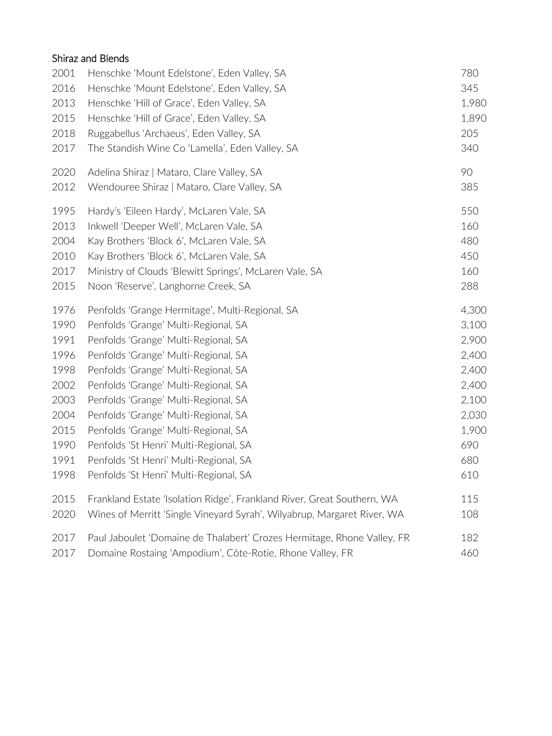## Shiraz and Blends

| | | |
|---|---|---|
| 2001 | Henschke 'Mount Edelstone', Eden Valley, SA | 780 |
| 2016 | Henschke 'Mount Edelstone', Eden Valley, SA | 345 |
| 2013 | Henschke 'Hill of Grace', Eden Valley, SA | 1,980 |
| 2015 | Henschke 'Hill of Grace', Eden Valley, SA | 1,890 |
| 2018 | Ruggabellus 'Archaeus', Eden Valley, SA | 205 |
| 2017 | The Standish Wine Co 'Lamella', Eden Valley, SA | 340 |
| 2020 | Adelina Shiraz \| Mataro, Clare Valley, SA | 90 |
| 2012 | Wendouree Shiraz \| Mataro, Clare Valley, SA | 385 |
| 1995 | Hardy's 'Eileen Hardy', McLaren Vale, SA | 550 |
| 2013 | Inkwell 'Deeper Well', McLaren Vale, SA | 160 |
| 2004 | Kay Brothers 'Block 6', McLaren Vale, SA | 480 |
| 2010 | Kay Brothers 'Block 6', McLaren Vale, SA | 450 |
| 2017 | Ministry of Clouds 'Blewitt Springs', McLaren Vale, SA | 160 |
| 2015 | Noon 'Reserve', Langhorne Creek, SA | 288 |
| 1976 | Penfolds 'Grange Hermitage', Multi-Regional, SA | 4,300 |
| 1990 | Penfolds 'Grange' Multi-Regional, SA | 3,100 |
| 1991 | Penfolds 'Grange' Multi-Regional, SA | 2,900 |
| 1996 | Penfolds 'Grange' Multi-Regional, SA | 2,400 |
| 1998 | Penfolds 'Grange' Multi-Regional, SA | 2,400 |
| 2002 | Penfolds 'Grange' Multi-Regional, SA | 2,400 |
| 2003 | Penfolds 'Grange' Multi-Regional, SA | 2,100 |
| 2004 | Penfolds 'Grange' Multi-Regional, SA | 2,030 |
| 2015 | Penfolds 'Grange' Multi-Regional, SA | 1,900 |
| 1990 | Penfolds 'St Henri' Multi-Regional, SA | 690 |
| 1991 | Penfolds 'St Henri' Multi-Regional, SA | 680 |
| 1998 | Penfolds 'St Henri' Multi-Regional, SA | 610 |
| 2015 | Frankland Estate 'Isolation Ridge', Frankland River, Great Southern, WA | 115 |
| 2020 | Wines of Merritt 'Single Vineyard Syrah', Wilyabrup, Margaret River, WA | 108 |
| 2017 | Paul Jaboulet 'Domaine de Thalabert' Crozes Hermitage, Rhone Valley, FR | 182 |
| 2017 | Domaine Rostaing 'Ampodium', Côte-Rotie, Rhone Valley, FR | 460 |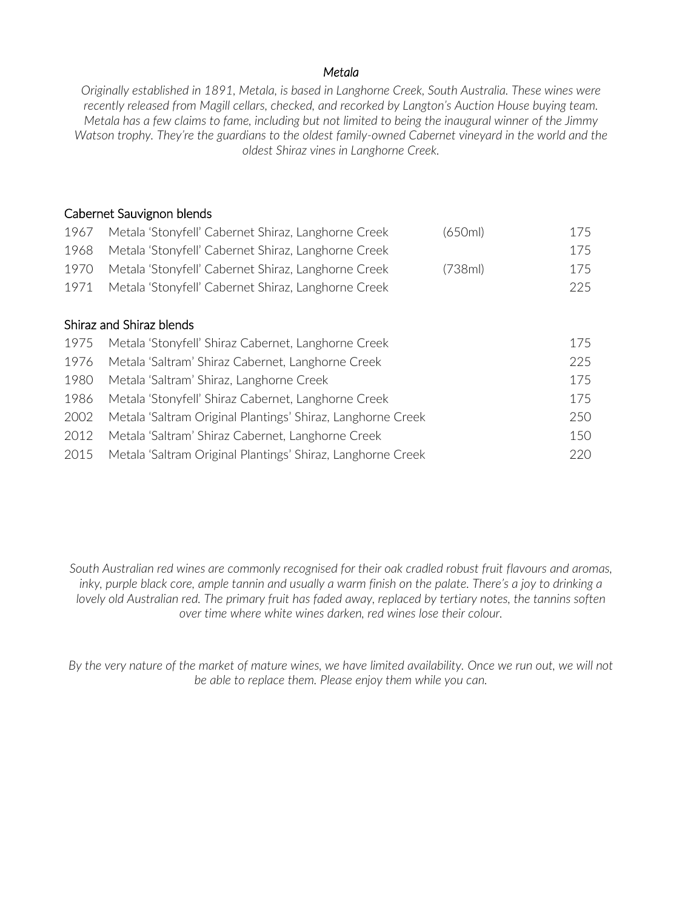## *Metala*

*Originally established in 1891, Metala, is based in Langhorne Creek, South Australia. These wines were recently released from Magill cellars, checked, and recorked by Langton's Auction House buying team. Metala has a few claims to fame, including but not limited to being the inaugural winner of the Jimmy Watson trophy. They're the guardians to the oldest family-owned Cabernet vineyard in the world and the oldest Shiraz vines in Langhorne Creek.*

### Cabernet Sauvignon blends

| | | | |
|---|---|---|---|
| 1967 | Metala 'Stonyfell' Cabernet Shiraz, Langhorne Creek | (650ml) | 175 |
| 1968 | Metala 'Stonyfell' Cabernet Shiraz, Langhorne Creek | | 175 |
| 1970 | Metala 'Stonyfell' Cabernet Shiraz, Langhorne Creek | (738ml) | 175 |
| 1971 | Metala 'Stonyfell' Cabernet Shiraz, Langhorne Creek | | 225 |

### Shiraz and Shiraz blends

| | | |
|---|---|---|
| 1975 | Metala 'Stonyfell' Shiraz Cabernet, Langhorne Creek | 175 |
| 1976 | Metala 'Saltram' Shiraz Cabernet, Langhorne Creek | 225 |
| 1980 | Metala 'Saltram' Shiraz, Langhorne Creek | 175 |
| 1986 | Metala 'Stonyfell' Shiraz Cabernet, Langhorne Creek | 175 |
| 2002 | Metala 'Saltram Original Plantings' Shiraz, Langhorne Creek | 250 |
| 2012 | Metala 'Saltram' Shiraz Cabernet, Langhorne Creek | 150 |
| 2015 | Metala 'Saltram Original Plantings' Shiraz, Langhorne Creek | 220 |

*South Australian red wines are commonly recognised for their oak cradled robust fruit flavours and aromas, inky, purple black core, ample tannin and usually a warm finish on the palate. There's a joy to drinking a lovely old Australian red. The primary fruit has faded away, replaced by tertiary notes, the tannins soften over time where white wines darken, red wines lose their colour.*

*By the very nature of the market of mature wines, we have limited availability. Once we run out, we will not be able to replace them. Please enjoy them while you can.*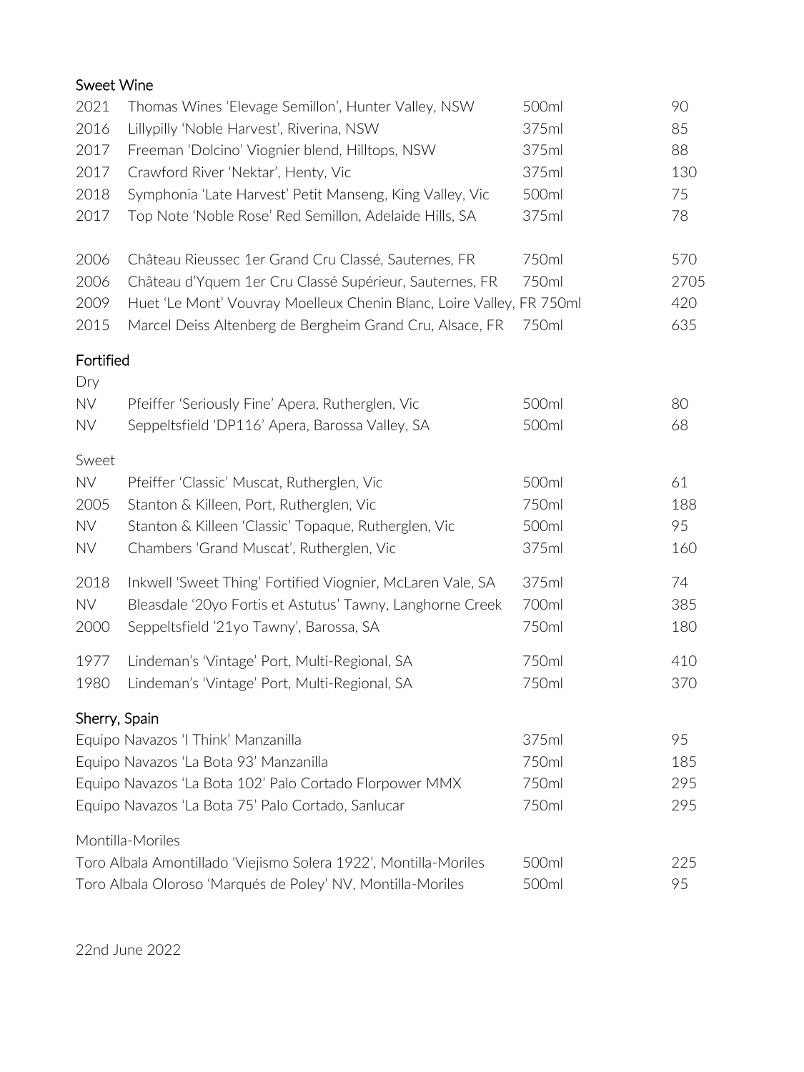## Sweet Wine

| | | | |
|---|---|---|---|
| 2021 | Thomas Wines 'Elevage Semillon', Hunter Valley, NSW | 500ml | 90 |
| 2016 | Lillypilly 'Noble Harvest', Riverina, NSW | 375ml | 85 |
| 2017 | Freeman 'Dolcino' Viognier blend, Hilltops, NSW | 375ml | 88 |
| 2017 | Crawford River 'Nektar', Henty, Vic | 375ml | 130 |
| 2018 | Symphonia 'Late Harvest' Petit Manseng, King Valley, Vic | 500ml | 75 |
| 2017 | Top Note 'Noble Rose' Red Semillon, Adelaide Hills, SA | 375ml | 78 |
| 2006 | Château Rieussec 1er Grand Cru Classé, Sauternes, FR | 750ml | 570 |
| 2006 | Château d'Yquem 1er Cru Classé Supérieur, Sauternes, FR | 750ml | 2705 |
| 2009 | Huet 'Le Mont' Vouvray Moelleux Chenin Blanc, Loire Valley, FR | 750ml | 420 |
| 2015 | Marcel Deiss Altenberg de Bergheim Grand Cru, Alsace, FR | 750ml | 635 |

## Fortified

Dry

| | | | |
|---|---|---|---|
| NV | Pfeiffer 'Seriously Fine' Apera, Rutherglen, Vic | 500ml | 80 |
| NV | Seppeltsfield 'DP116' Apera, Barossa Valley, SA | 500ml | 68 |

Sweet

| | | | |
|---|---|---|---|
| NV | Pfeiffer 'Classic' Muscat, Rutherglen, Vic | 500ml | 61 |
| 2005 | Stanton & Killeen, Port, Rutherglen, Vic | 750ml | 188 |
| NV | Stanton & Killeen 'Classic' Topaque, Rutherglen, Vic | 500ml | 95 |
| NV | Chambers 'Grand Muscat', Rutherglen, Vic | 375ml | 160 |
| 2018 | Inkwell 'Sweet Thing' Fortified Viognier, McLaren Vale, SA | 375ml | 74 |
| NV | Bleasdale '20yo Fortis et Astutus' Tawny, Langhorne Creek | 700ml | 385 |
| 2000 | Seppeltsfield '21yo Tawny', Barossa, SA | 750ml | 180 |
| 1977 | Lindeman's 'Vintage' Port, Multi-Regional, SA | 750ml | 410 |
| 1980 | Lindeman's 'Vintage' Port, Multi-Regional, SA | 750ml | 370 |

## Sherry, Spain

| | | |
|---|---|---|
| Equipo Navazos 'I Think' Manzanilla | 375ml | 95 |
| Equipo Navazos 'La Bota 93' Manzanilla | 750ml | 185 |
| Equipo Navazos 'La Bota 102' Palo Cortado Florpower MMX | 750ml | 295 |
| Equipo Navazos 'La Bota 75' Palo Cortado, Sanlucar | 750ml | 295 |

Montilla-Moriles

| | | |
|---|---|---|
| Toro Albala Amontillado 'Viejismo Solera 1922', Montilla-Moriles | 500ml | 225 |
| Toro Albala Oloroso 'Marqués de Poley' NV, Montilla-Moriles | 500ml | 95 |

22nd June 2022